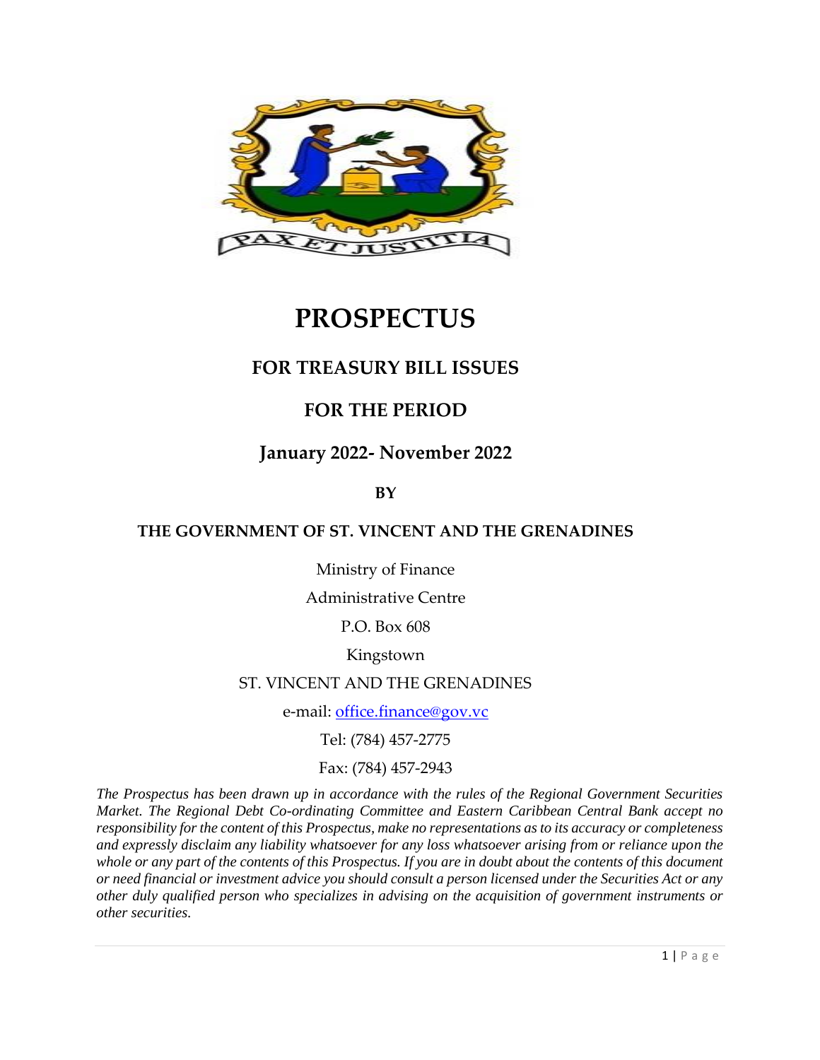# PROSPECTUS

## FOR TREASURY BILL ISSUES

## FOR THE PERIOD

## January 2022- November 2022

**BY**

**THE GOVERNMENT OF ST. VINCENT AND THE GRENADINES**

Ministry of Finance

Administrative Centre

P.O. Box 608

Kingstown

ST. VINCENT AND THE GRENADINES

e-mail: office.finance@gov.vc

Tel: (784) 457-2775

Fax: (784) 457-2943

*The Prospectus has been drawn up in accordance with the rules of the Regional Government Securities Market. The Regional Debt Co-ordinating Committee and Eastern Caribbean Central Bank accept no responsibility for the content of this Prospectus, make no representations as to its accuracy or completeness and expressly disclaim any liability whatsoever for any loss whatsoever arising from or reliance upon the whole or any part of the contents of this Prospectus. If you are in doubt about the contents of this document or need financial or investment advice you should consult a person licensed under the Securities Act or any other duly qualified person who specializes in advising on the acquisition of government instruments or other securities.*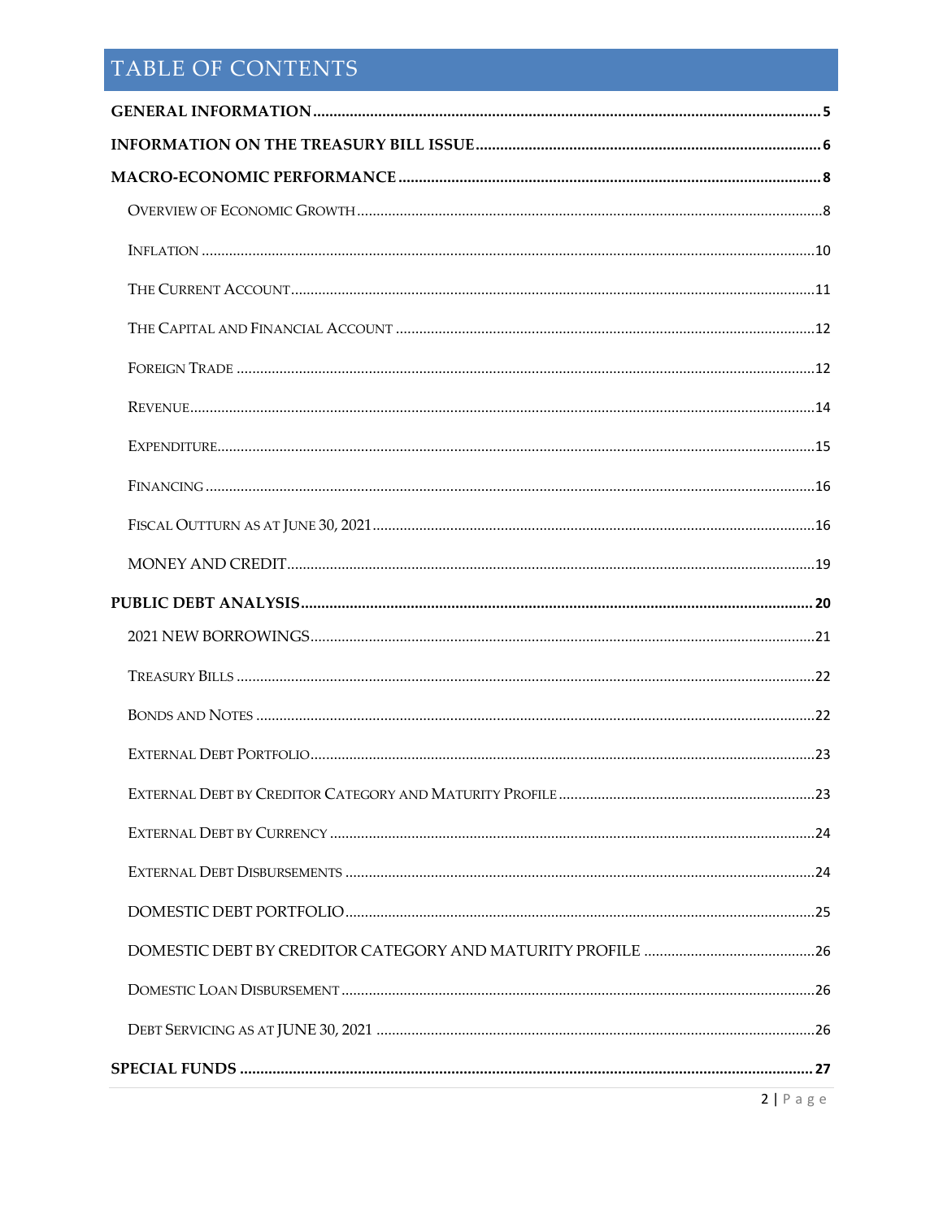# TABLE OF CONTENTS

**GENERAL INFORMATION** .......... 5

**INFORMATION ON THE TREASURY BILL ISSUE** .......... 6

**MACRO-ECONOMIC PERFORMANCE** .......... 8

- OVERVIEW OF ECONOMIC GROWTH .......... 8
- INFLATION .......... 10
- THE CURRENT ACCOUNT .......... 11
- THE CAPITAL AND FINANCIAL ACCOUNT .......... 12
- FOREIGN TRADE .......... 12
- REVENUE .......... 14
- EXPENDITURE .......... 15
- FINANCING .......... 16
- FISCAL OUTTURN AS AT JUNE 30, 2021 .......... 16
- MONEY AND CREDIT .......... 19

**PUBLIC DEBT ANALYSIS** .......... 20

- 2021 NEW BORROWINGS .......... 21
- TREASURY BILLS .......... 22
- BONDS AND NOTES .......... 22
- EXTERNAL DEBT PORTFOLIO .......... 23
- EXTERNAL DEBT BY CREDITOR CATEGORY AND MATURITY PROFILE .......... 23
- EXTERNAL DEBT BY CURRENCY .......... 24
- EXTERNAL DEBT DISBURSEMENTS .......... 24
- DOMESTIC DEBT PORTFOLIO .......... 25
- DOMESTIC DEBT BY CREDITOR CATEGORY AND MATURITY PROFILE .......... 26
- DOMESTIC LOAN DISBURSEMENT .......... 26
- DEBT SERVICING AS AT JUNE 30, 2021 .......... 26

**SPECIAL FUNDS** .......... 27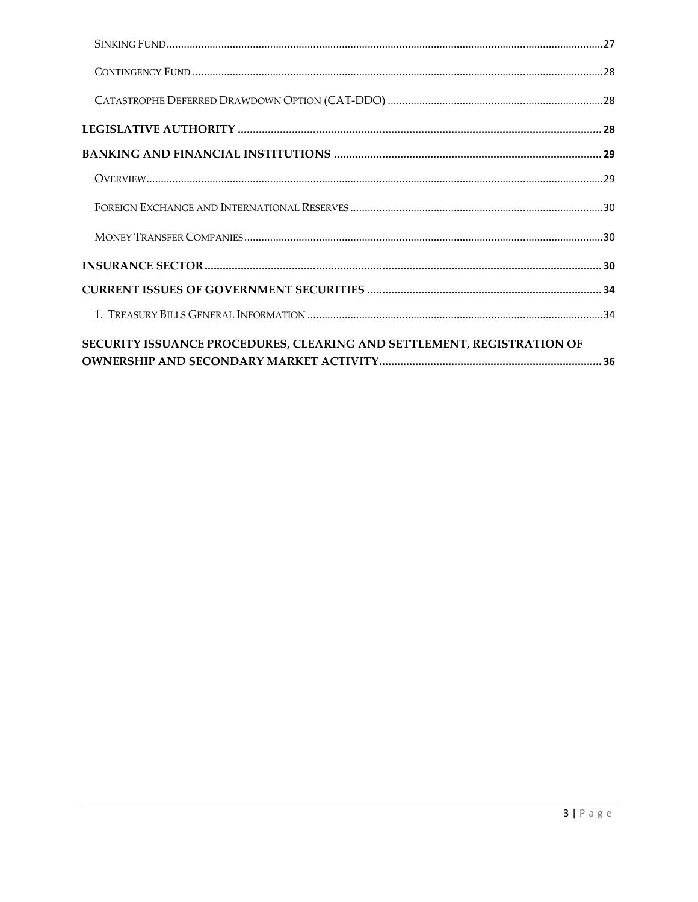Sinking Fund....27

Contingency Fund....28

Catastrophe Deferred Drawdown Option (CAT-DDO)....28

**LEGISLATIVE AUTHORITY....28**

**BANKING AND FINANCIAL INSTITUTIONS....29**

Overview....29

Foreign Exchange and International Reserves....30

Money Transfer Companies....30

**INSURANCE SECTOR....30**

**CURRENT ISSUES OF GOVERNMENT SECURITIES....34**

1. Treasury Bills General Information....34

**SECURITY ISSUANCE PROCEDURES, CLEARING AND SETTLEMENT, REGISTRATION OF OWNERSHIP AND SECONDARY MARKET ACTIVITY....36**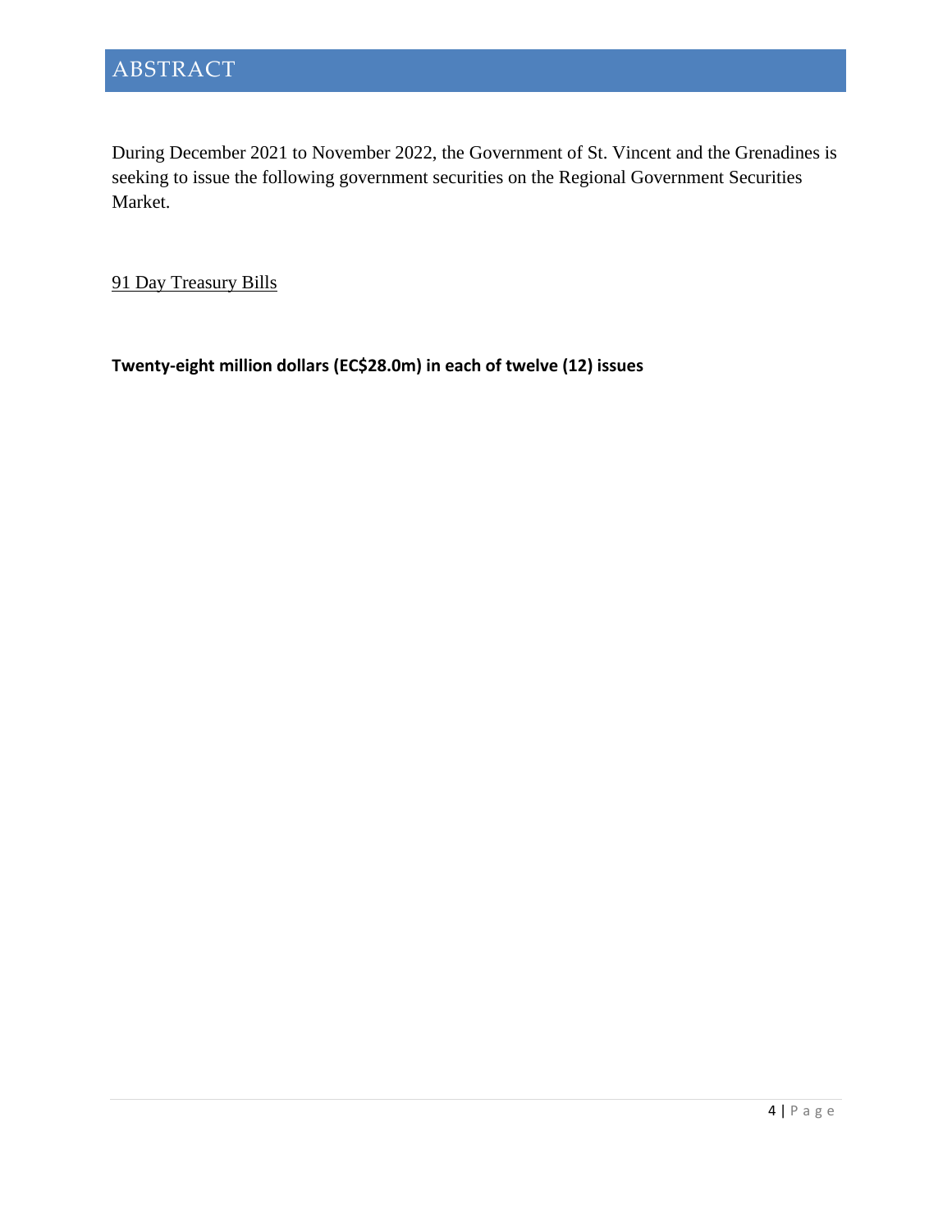# ABSTRACT

During December 2021 to November 2022, the Government of St. Vincent and the Grenadines is seeking to issue the following government securities on the Regional Government Securities Market.

91 Day Treasury Bills

**Twenty-eight million dollars (EC$28.0m) in each of twelve (12) issues**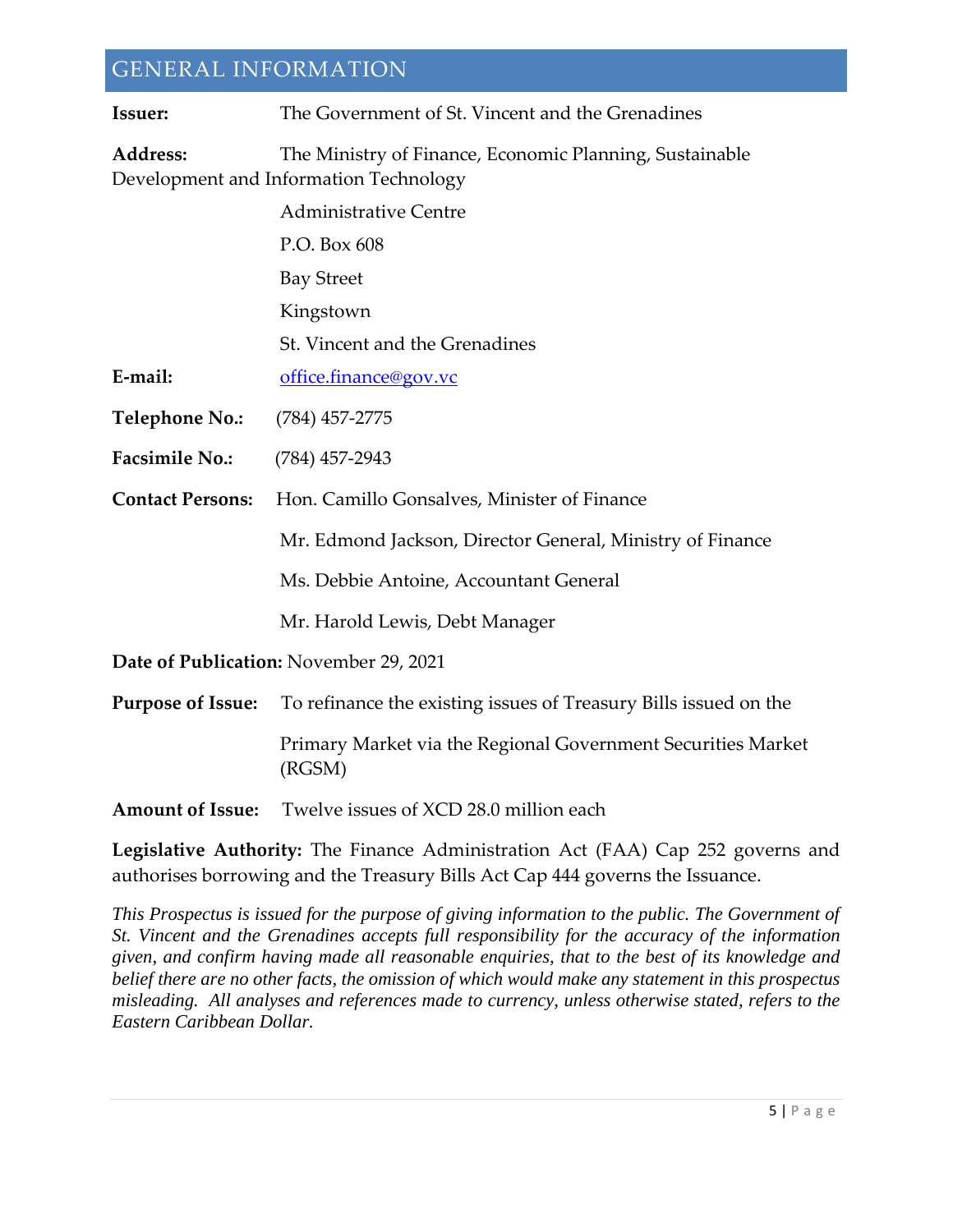# GENERAL INFORMATION

**Issuer:** The Government of St. Vincent and the Grenadines

**Address:** The Ministry of Finance, Economic Planning, Sustainable Development and Information Technology

Administrative Centre

P.O. Box 608

Bay Street

Kingstown

St. Vincent and the Grenadines

**E-mail:** office.finance@gov.vc

**Telephone No.:** (784) 457-2775

**Facsimile No.:** (784) 457-2943

**Contact Persons:** Hon. Camillo Gonsalves, Minister of Finance

Mr. Edmond Jackson, Director General, Ministry of Finance

Ms. Debbie Antoine, Accountant General

Mr. Harold Lewis, Debt Manager

**Date of Publication:** November 29, 2021

**Purpose of Issue:** To refinance the existing issues of Treasury Bills issued on the Primary Market via the Regional Government Securities Market (RGSM)

**Amount of Issue:** Twelve issues of XCD 28.0 million each

**Legislative Authority:** The Finance Administration Act (FAA) Cap 252 governs and authorises borrowing and the Treasury Bills Act Cap 444 governs the Issuance.

*This Prospectus is issued for the purpose of giving information to the public. The Government of St. Vincent and the Grenadines accepts full responsibility for the accuracy of the information given, and confirm having made all reasonable enquiries, that to the best of its knowledge and belief there are no other facts, the omission of which would make any statement in this prospectus misleading. All analyses and references made to currency, unless otherwise stated, refers to the Eastern Caribbean Dollar.*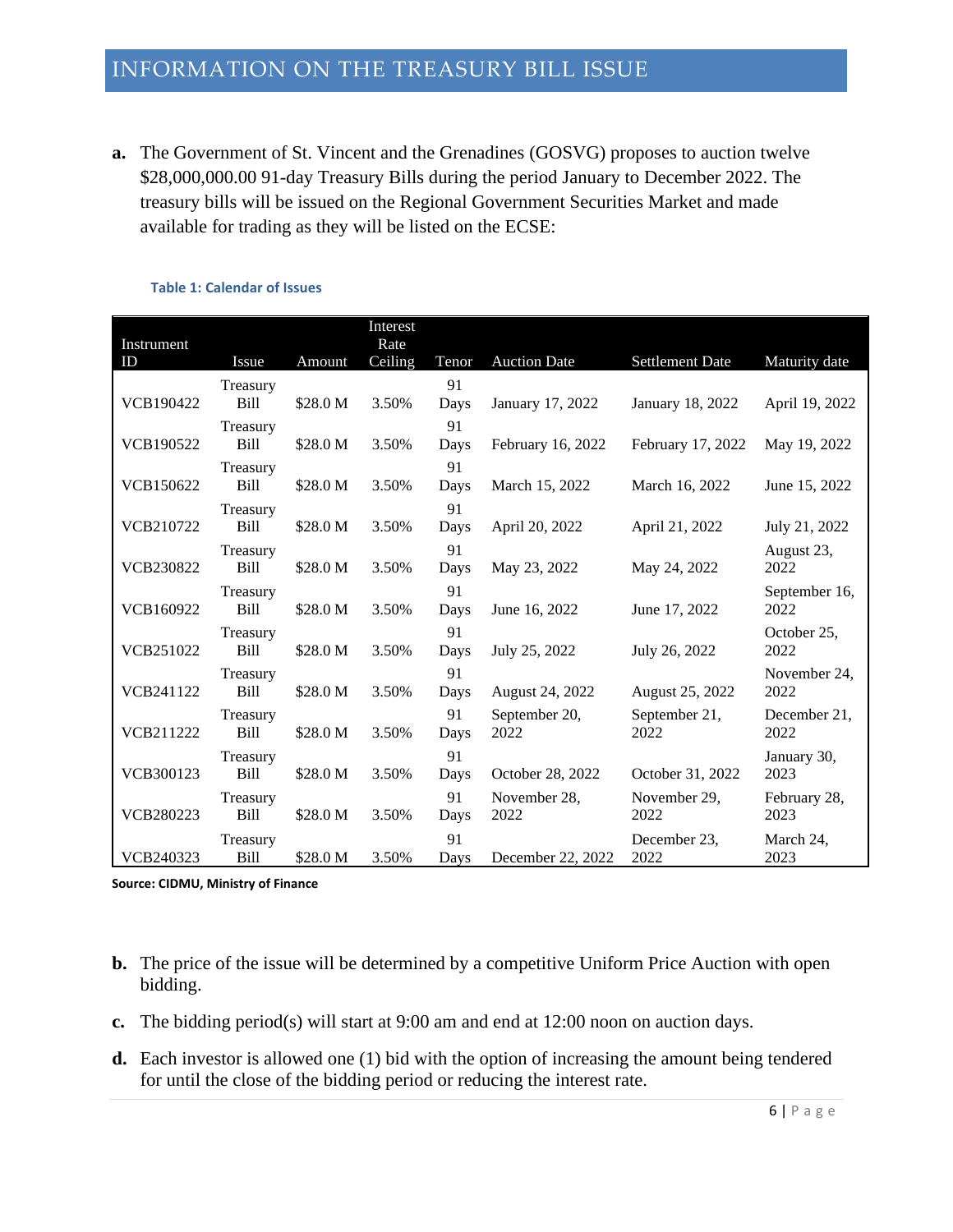# INFORMATION ON THE TREASURY BILL ISSUE

**a.** The Government of St. Vincent and the Grenadines (GOSVG) proposes to auction twelve $28,000,000.00 91-day Treasury Bills during the period January to December 2022. The treasury bills will be issued on the Regional Government Securities Market and made available for trading as they will be listed on the ECSE:

**Table 1: Calendar of Issues**

| Instrument ID | Issue | Amount | Interest Rate Ceiling | Tenor | Auction Date | Settlement Date | Maturity date |
|---|---|---|---|---|---|---|---|
| VCB190422 | Treasury Bill | $28.0 M | 3.50% | 91 Days | January 17, 2022 | January 18, 2022 | April 19, 2022 |
| VCB190522 | Treasury Bill | $28.0 M | 3.50% | 91 Days | February 16, 2022 | February 17, 2022 | May 19, 2022 |
| VCB150622 | Treasury Bill | $28.0 M | 3.50% | 91 Days | March 15, 2022 | March 16, 2022 | June 15, 2022 |
| VCB210722 | Treasury Bill | $28.0 M | 3.50% | 91 Days | April 20, 2022 | April 21, 2022 | July 21, 2022 |
| VCB230822 | Treasury Bill | $28.0 M | 3.50% | 91 Days | May 23, 2022 | May 24, 2022 | August 23, 2022 |
| VCB160922 | Treasury Bill | $28.0 M | 3.50% | 91 Days | June 16, 2022 | June 17, 2022 | September 16, 2022 |
| VCB251022 | Treasury Bill | $28.0 M | 3.50% | 91 Days | July 25, 2022 | July 26, 2022 | October 25, 2022 |
| VCB241122 | Treasury Bill | $28.0 M | 3.50% | 91 Days | August 24, 2022 | August 25, 2022 | November 24, 2022 |
| VCB211222 | Treasury Bill | $28.0 M | 3.50% | 91 Days | September 20, 2022 | September 21, 2022 | December 21, 2022 |
| VCB300123 | Treasury Bill | $28.0 M | 3.50% | 91 Days | October 28, 2022 | October 31, 2022 | January 30, 2023 |
| VCB280223 | Treasury Bill | $28.0 M | 3.50% | 91 Days | November 28, 2022 | November 29, 2022 | February 28, 2023 |
| VCB240323 | Treasury Bill | $28.0 M | 3.50% | 91 Days | December 22, 2022 | December 23, 2022 | March 24, 2023 |

**Source: CIDMU, Ministry of Finance**

**b.** The price of the issue will be determined by a competitive Uniform Price Auction with open bidding.

**c.** The bidding period(s) will start at 9:00 am and end at 12:00 noon on auction days.

**d.** Each investor is allowed one (1) bid with the option of increasing the amount being tendered for until the close of the bidding period or reducing the interest rate.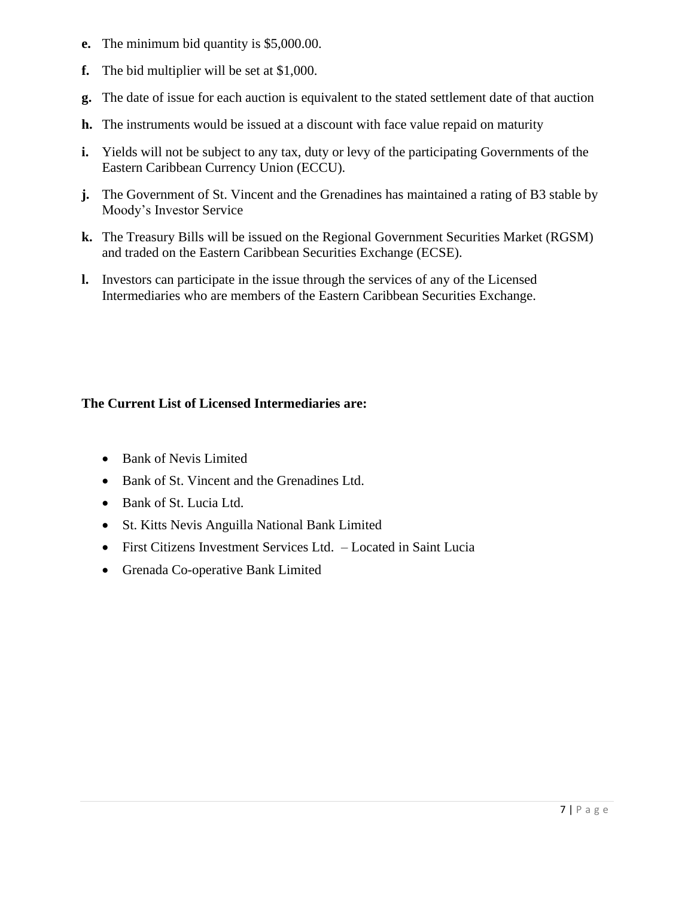**e.** The minimum bid quantity is $5,000.00.

**f.** The bid multiplier will be set at $1,000.

**g.** The date of issue for each auction is equivalent to the stated settlement date of that auction

**h.** The instruments would be issued at a discount with face value repaid on maturity

**i.** Yields will not be subject to any tax, duty or levy of the participating Governments of the Eastern Caribbean Currency Union (ECCU).

**j.** The Government of St. Vincent and the Grenadines has maintained a rating of B3 stable by Moody's Investor Service

**k.** The Treasury Bills will be issued on the Regional Government Securities Market (RGSM) and traded on the Eastern Caribbean Securities Exchange (ECSE).

**l.** Investors can participate in the issue through the services of any of the Licensed Intermediaries who are members of the Eastern Caribbean Securities Exchange.

**The Current List of Licensed Intermediaries are:**

- Bank of Nevis Limited
- Bank of St. Vincent and the Grenadines Ltd.
- Bank of St. Lucia Ltd.
- St. Kitts Nevis Anguilla National Bank Limited
- First Citizens Investment Services Ltd. – Located in Saint Lucia
- Grenada Co-operative Bank Limited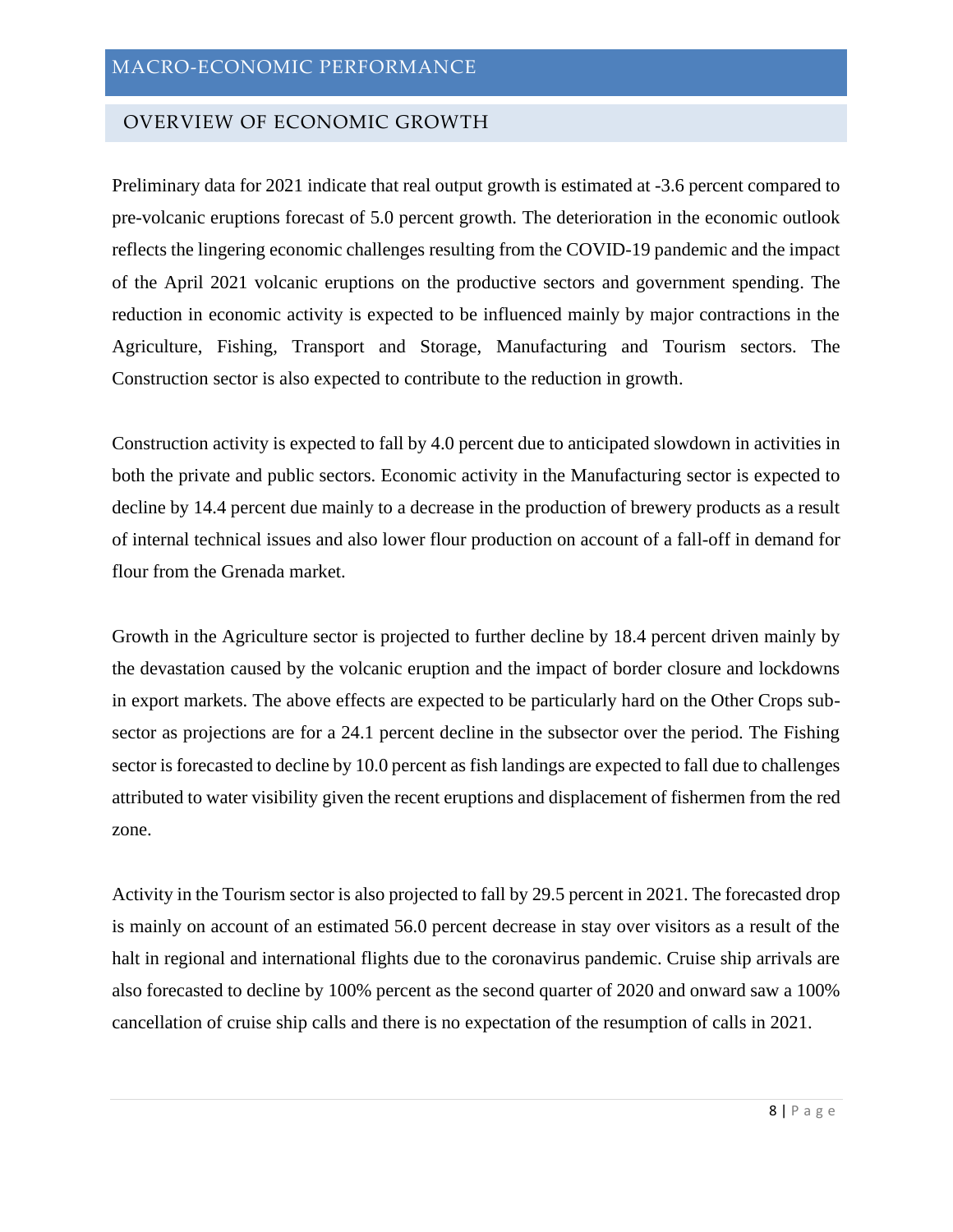# MACRO-ECONOMIC PERFORMANCE

## OVERVIEW OF ECONOMIC GROWTH

Preliminary data for 2021 indicate that real output growth is estimated at -3.6 percent compared to pre-volcanic eruptions forecast of 5.0 percent growth. The deterioration in the economic outlook reflects the lingering economic challenges resulting from the COVID-19 pandemic and the impact of the April 2021 volcanic eruptions on the productive sectors and government spending. The reduction in economic activity is expected to be influenced mainly by major contractions in the Agriculture, Fishing, Transport and Storage, Manufacturing and Tourism sectors. The Construction sector is also expected to contribute to the reduction in growth.

Construction activity is expected to fall by 4.0 percent due to anticipated slowdown in activities in both the private and public sectors. Economic activity in the Manufacturing sector is expected to decline by 14.4 percent due mainly to a decrease in the production of brewery products as a result of internal technical issues and also lower flour production on account of a fall-off in demand for flour from the Grenada market.

Growth in the Agriculture sector is projected to further decline by 18.4 percent driven mainly by the devastation caused by the volcanic eruption and the impact of border closure and lockdowns in export markets. The above effects are expected to be particularly hard on the Other Crops sub-sector as projections are for a 24.1 percent decline in the subsector over the period. The Fishing sector is forecasted to decline by 10.0 percent as fish landings are expected to fall due to challenges attributed to water visibility given the recent eruptions and displacement of fishermen from the red zone.

Activity in the Tourism sector is also projected to fall by 29.5 percent in 2021. The forecasted drop is mainly on account of an estimated 56.0 percent decrease in stay over visitors as a result of the halt in regional and international flights due to the coronavirus pandemic. Cruise ship arrivals are also forecasted to decline by 100% percent as the second quarter of 2020 and onward saw a 100% cancellation of cruise ship calls and there is no expectation of the resumption of calls in 2021.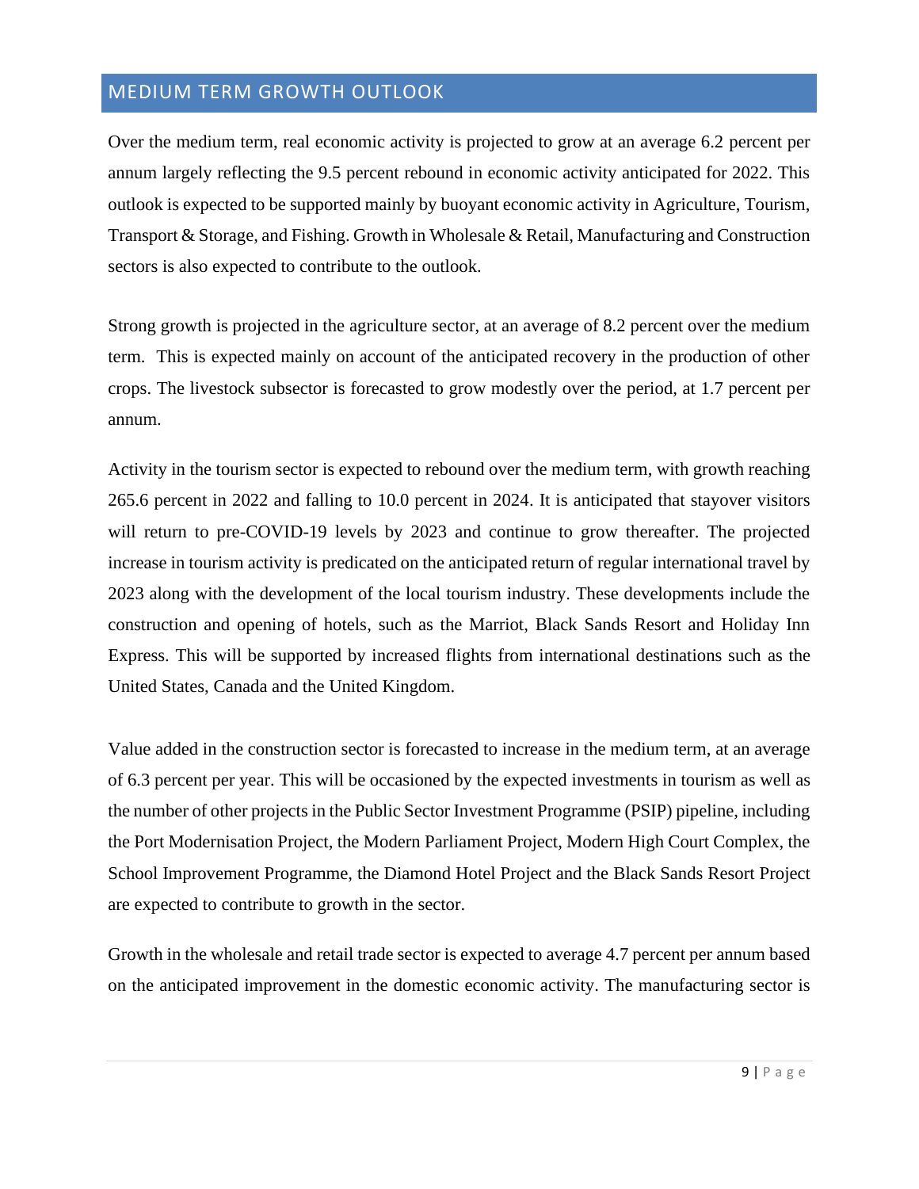## MEDIUM TERM GROWTH OUTLOOK

Over the medium term, real economic activity is projected to grow at an average 6.2 percent per annum largely reflecting the 9.5 percent rebound in economic activity anticipated for 2022. This outlook is expected to be supported mainly by buoyant economic activity in Agriculture, Tourism, Transport & Storage, and Fishing. Growth in Wholesale & Retail, Manufacturing and Construction sectors is also expected to contribute to the outlook.

Strong growth is projected in the agriculture sector, at an average of 8.2 percent over the medium term. This is expected mainly on account of the anticipated recovery in the production of other crops. The livestock subsector is forecasted to grow modestly over the period, at 1.7 percent per annum.

Activity in the tourism sector is expected to rebound over the medium term, with growth reaching 265.6 percent in 2022 and falling to 10.0 percent in 2024. It is anticipated that stayover visitors will return to pre-COVID-19 levels by 2023 and continue to grow thereafter. The projected increase in tourism activity is predicated on the anticipated return of regular international travel by 2023 along with the development of the local tourism industry. These developments include the construction and opening of hotels, such as the Marriot, Black Sands Resort and Holiday Inn Express. This will be supported by increased flights from international destinations such as the United States, Canada and the United Kingdom.

Value added in the construction sector is forecasted to increase in the medium term, at an average of 6.3 percent per year. This will be occasioned by the expected investments in tourism as well as the number of other projects in the Public Sector Investment Programme (PSIP) pipeline, including the Port Modernisation Project, the Modern Parliament Project, Modern High Court Complex, the School Improvement Programme, the Diamond Hotel Project and the Black Sands Resort Project are expected to contribute to growth in the sector.

Growth in the wholesale and retail trade sector is expected to average 4.7 percent per annum based on the anticipated improvement in the domestic economic activity. The manufacturing sector is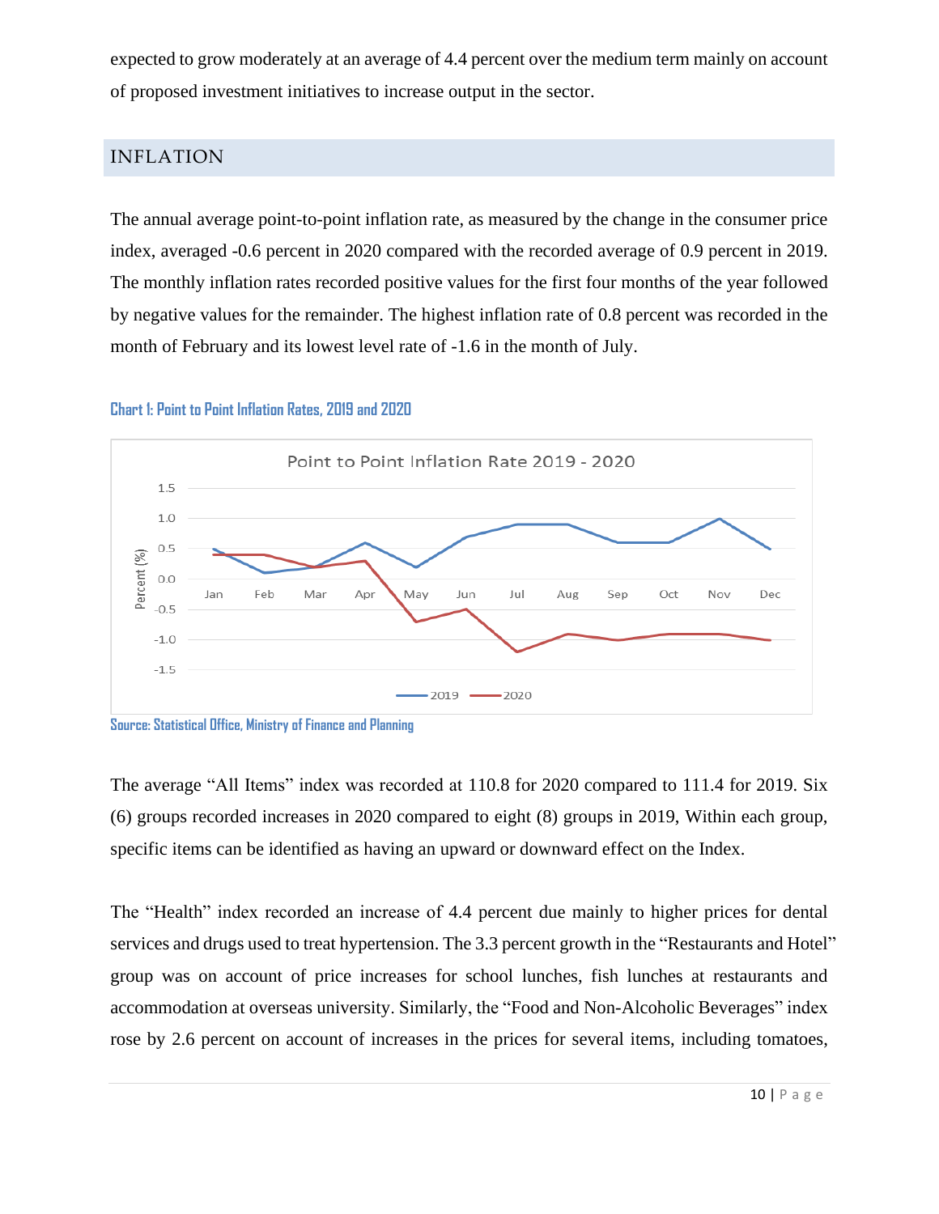expected to grow moderately at an average of 4.4 percent over the medium term mainly on account of proposed investment initiatives to increase output in the sector.

## INFLATION

The annual average point-to-point inflation rate, as measured by the change in the consumer price index, averaged -0.6 percent in 2020 compared with the recorded average of 0.9 percent in 2019. The monthly inflation rates recorded positive values for the first four months of the year followed by negative values for the remainder. The highest inflation rate of 0.8 percent was recorded in the month of February and its lowest level rate of -1.6 in the month of July.

**Chart 1: Point to Point Inflation Rates, 2019 and 2020**

**Source: Statistical Office, Ministry of Finance and Planning**

The average "All Items" index was recorded at 110.8 for 2020 compared to 111.4 for 2019. Six (6) groups recorded increases in 2020 compared to eight (8) groups in 2019, Within each group, specific items can be identified as having an upward or downward effect on the Index.

The "Health" index recorded an increase of 4.4 percent due mainly to higher prices for dental services and drugs used to treat hypertension. The 3.3 percent growth in the "Restaurants and Hotel" group was on account of price increases for school lunches, fish lunches at restaurants and accommodation at overseas university. Similarly, the "Food and Non-Alcoholic Beverages" index rose by 2.6 percent on account of increases in the prices for several items, including tomatoes,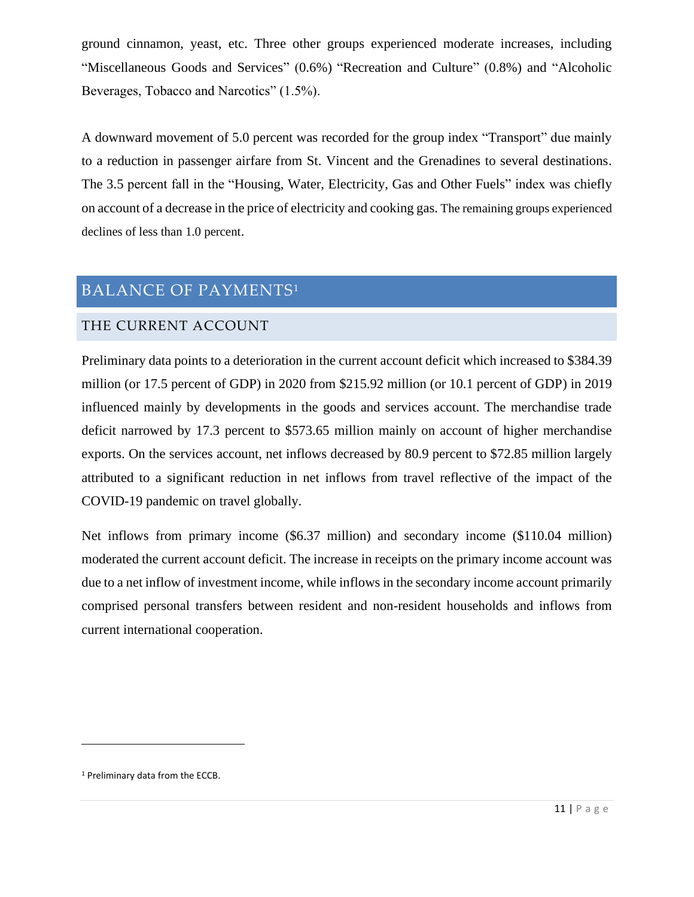ground cinnamon, yeast, etc. Three other groups experienced moderate increases, including "Miscellaneous Goods and Services" (0.6%) "Recreation and Culture" (0.8%) and "Alcoholic Beverages, Tobacco and Narcotics" (1.5%).

A downward movement of 5.0 percent was recorded for the group index "Transport" due mainly to a reduction in passenger airfare from St. Vincent and the Grenadines to several destinations. The 3.5 percent fall in the "Housing, Water, Electricity, Gas and Other Fuels" index was chiefly on account of a decrease in the price of electricity and cooking gas. The remaining groups experienced declines of less than 1.0 percent.

# BALANCE OF PAYMENTS[1]

## THE CURRENT ACCOUNT

Preliminary data points to a deterioration in the current account deficit which increased to $384.39 million (or 17.5 percent of GDP) in 2020 from $215.92 million (or 10.1 percent of GDP) in 2019 influenced mainly by developments in the goods and services account. The merchandise trade deficit narrowed by 17.3 percent to $573.65 million mainly on account of higher merchandise exports. On the services account, net inflows decreased by 80.9 percent to $72.85 million largely attributed to a significant reduction in net inflows from travel reflective of the impact of the COVID-19 pandemic on travel globally.

Net inflows from primary income ($6.37 million) and secondary income ($110.04 million) moderated the current account deficit. The increase in receipts on the primary income account was due to a net inflow of investment income, while inflows in the secondary income account primarily comprised personal transfers between resident and non-resident households and inflows from current international cooperation.

[1] Preliminary data from the ECCB.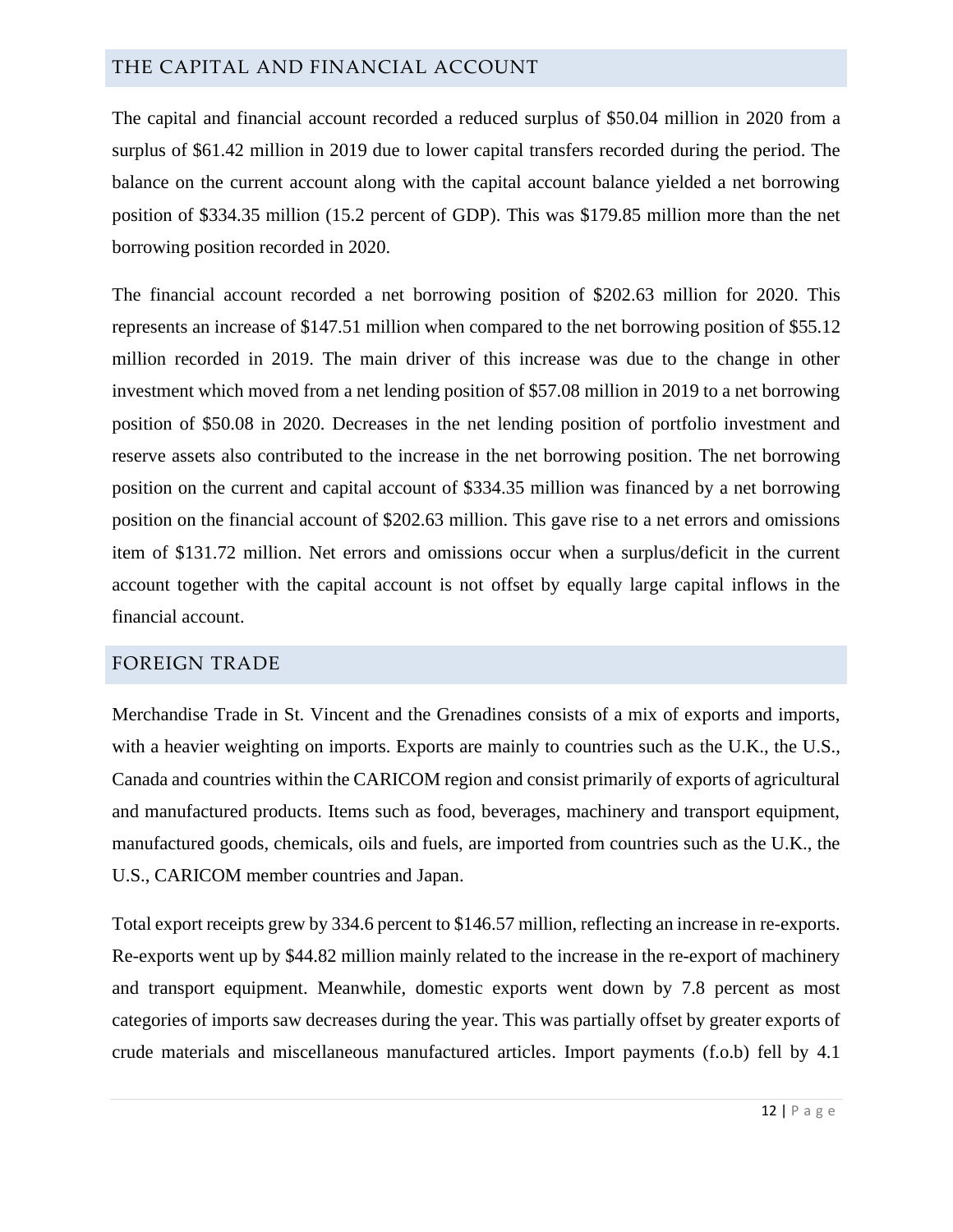## THE CAPITAL AND FINANCIAL ACCOUNT

The capital and financial account recorded a reduced surplus of $50.04 million in 2020 from a surplus of $61.42 million in 2019 due to lower capital transfers recorded during the period. The balance on the current account along with the capital account balance yielded a net borrowing position of $334.35 million (15.2 percent of GDP). This was $179.85 million more than the net borrowing position recorded in 2020.

The financial account recorded a net borrowing position of $202.63 million for 2020. This represents an increase of $147.51 million when compared to the net borrowing position of $55.12 million recorded in 2019. The main driver of this increase was due to the change in other investment which moved from a net lending position of $57.08 million in 2019 to a net borrowing position of $50.08 in 2020. Decreases in the net lending position of portfolio investment and reserve assets also contributed to the increase in the net borrowing position. The net borrowing position on the current and capital account of $334.35 million was financed by a net borrowing position on the financial account of $202.63 million. This gave rise to a net errors and omissions item of $131.72 million. Net errors and omissions occur when a surplus/deficit in the current account together with the capital account is not offset by equally large capital inflows in the financial account.

## FOREIGN TRADE

Merchandise Trade in St. Vincent and the Grenadines consists of a mix of exports and imports, with a heavier weighting on imports. Exports are mainly to countries such as the U.K., the U.S., Canada and countries within the CARICOM region and consist primarily of exports of agricultural and manufactured products. Items such as food, beverages, machinery and transport equipment, manufactured goods, chemicals, oils and fuels, are imported from countries such as the U.K., the U.S., CARICOM member countries and Japan.

Total export receipts grew by 334.6 percent to $146.57 million, reflecting an increase in re-exports. Re-exports went up by $44.82 million mainly related to the increase in the re-export of machinery and transport equipment. Meanwhile, domestic exports went down by 7.8 percent as most categories of imports saw decreases during the year. This was partially offset by greater exports of crude materials and miscellaneous manufactured articles. Import payments (f.o.b) fell by 4.1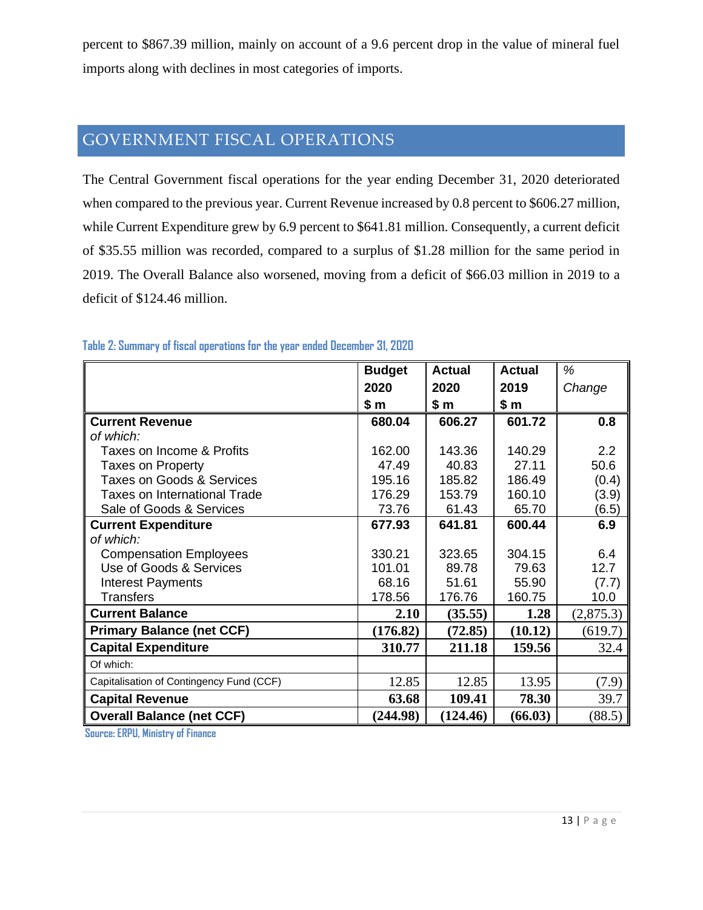percent to $867.39 million, mainly on account of a 9.6 percent drop in the value of mineral fuel imports along with declines in most categories of imports.

## GOVERNMENT FISCAL OPERATIONS

The Central Government fiscal operations for the year ending December 31, 2020 deteriorated when compared to the previous year. Current Revenue increased by 0.8 percent to $606.27 million, while Current Expenditure grew by 6.9 percent to $641.81 million. Consequently, a current deficit of $35.55 million was recorded, compared to a surplus of $1.28 million for the same period in 2019. The Overall Balance also worsened, moving from a deficit of $66.03 million in 2019 to a deficit of $124.46 million.

**Table 2: Summary of fiscal operations for the year ended December 31, 2020**

| | Budget 2020 $ m | Actual 2020 $ m | Actual 2019 $ m | % Change |
|---|---|---|---|---|
| **Current Revenue** | **680.04** | **606.27** | **601.72** | **0.8** |
| *of which:* | | | | |
| Taxes on Income & Profits | 162.00 | 143.36 | 140.29 | 2.2 |
| Taxes on Property | 47.49 | 40.83 | 27.11 | 50.6 |
| Taxes on Goods & Services | 195.16 | 185.82 | 186.49 | (0.4) |
| Taxes on International Trade | 176.29 | 153.79 | 160.10 | (3.9) |
| Sale of Goods & Services | 73.76 | 61.43 | 65.70 | (6.5) |
| **Current Expenditure** | **677.93** | **641.81** | **600.44** | **6.9** |
| *of which:* | | | | |
| Compensation Employees | 330.21 | 323.65 | 304.15 | 6.4 |
| Use of Goods & Services | 101.01 | 89.78 | 79.63 | 12.7 |
| Interest Payments | 68.16 | 51.61 | 55.90 | (7.7) |
| Transfers | 178.56 | 176.76 | 160.75 | 10.0 |
| **Current Balance** | **2.10** | **(35.55)** | **1.28** | (2,875.3) |
| **Primary Balance (net CCF)** | **(176.82)** | **(72.85)** | **(10.12)** | (619.7) |
| **Capital Expenditure** | **310.77** | **211.18** | **159.56** | 32.4 |
| Of which: | | | | |
| Capitalisation of Contingency Fund (CCF) | 12.85 | 12.85 | 13.95 | (7.9) |
| **Capital Revenue** | **63.68** | **109.41** | **78.30** | 39.7 |
| **Overall Balance (net CCF)** | **(244.98)** | **(124.46)** | **(66.03)** | (88.5) |

Source: ERPU, Ministry of Finance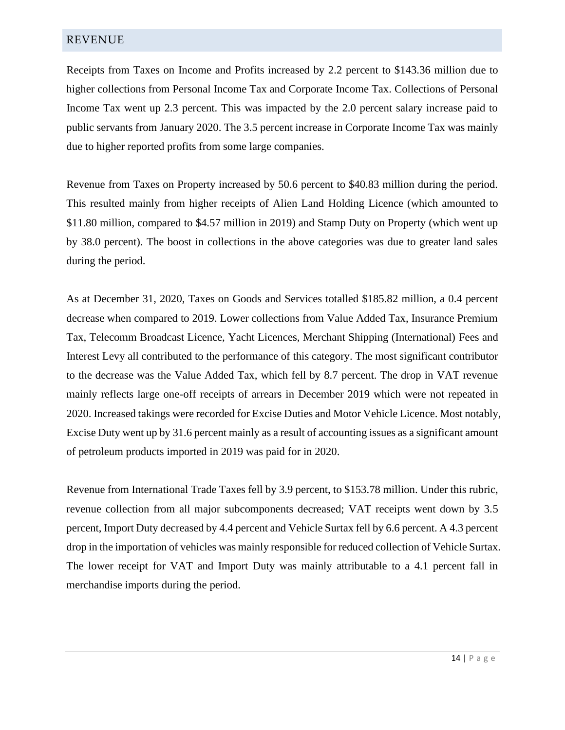## REVENUE

Receipts from Taxes on Income and Profits increased by 2.2 percent to $143.36 million due to higher collections from Personal Income Tax and Corporate Income Tax. Collections of Personal Income Tax went up 2.3 percent. This was impacted by the 2.0 percent salary increase paid to public servants from January 2020. The 3.5 percent increase in Corporate Income Tax was mainly due to higher reported profits from some large companies.

Revenue from Taxes on Property increased by 50.6 percent to $40.83 million during the period. This resulted mainly from higher receipts of Alien Land Holding Licence (which amounted to $11.80 million, compared to $4.57 million in 2019) and Stamp Duty on Property (which went up by 38.0 percent). The boost in collections in the above categories was due to greater land sales during the period.

As at December 31, 2020, Taxes on Goods and Services totalled $185.82 million, a 0.4 percent decrease when compared to 2019. Lower collections from Value Added Tax, Insurance Premium Tax, Telecomm Broadcast Licence, Yacht Licences, Merchant Shipping (International) Fees and Interest Levy all contributed to the performance of this category. The most significant contributor to the decrease was the Value Added Tax, which fell by 8.7 percent. The drop in VAT revenue mainly reflects large one-off receipts of arrears in December 2019 which were not repeated in 2020. Increased takings were recorded for Excise Duties and Motor Vehicle Licence. Most notably, Excise Duty went up by 31.6 percent mainly as a result of accounting issues as a significant amount of petroleum products imported in 2019 was paid for in 2020.

Revenue from International Trade Taxes fell by 3.9 percent, to $153.78 million. Under this rubric, revenue collection from all major subcomponents decreased; VAT receipts went down by 3.5 percent, Import Duty decreased by 4.4 percent and Vehicle Surtax fell by 6.6 percent. A 4.3 percent drop in the importation of vehicles was mainly responsible for reduced collection of Vehicle Surtax. The lower receipt for VAT and Import Duty was mainly attributable to a 4.1 percent fall in merchandise imports during the period.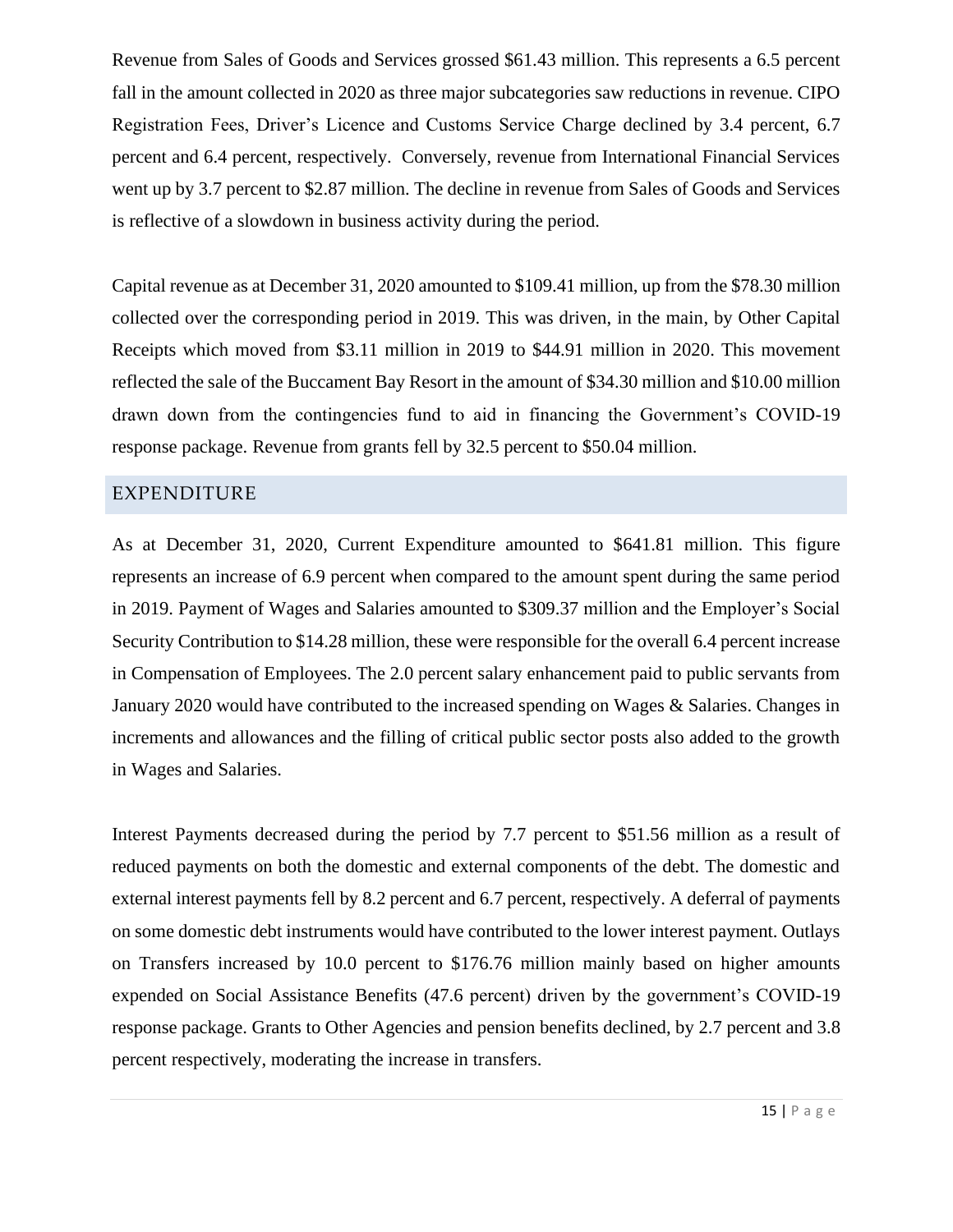Revenue from Sales of Goods and Services grossed $61.43 million. This represents a 6.5 percent fall in the amount collected in 2020 as three major subcategories saw reductions in revenue. CIPO Registration Fees, Driver's Licence and Customs Service Charge declined by 3.4 percent, 6.7 percent and 6.4 percent, respectively. Conversely, revenue from International Financial Services went up by 3.7 percent to $2.87 million. The decline in revenue from Sales of Goods and Services is reflective of a slowdown in business activity during the period.

Capital revenue as at December 31, 2020 amounted to $109.41 million, up from the $78.30 million collected over the corresponding period in 2019. This was driven, in the main, by Other Capital Receipts which moved from $3.11 million in 2019 to $44.91 million in 2020. This movement reflected the sale of the Buccament Bay Resort in the amount of $34.30 million and $10.00 million drawn down from the contingencies fund to aid in financing the Government's COVID-19 response package. Revenue from grants fell by 32.5 percent to $50.04 million.

## EXPENDITURE

As at December 31, 2020, Current Expenditure amounted to $641.81 million. This figure represents an increase of 6.9 percent when compared to the amount spent during the same period in 2019. Payment of Wages and Salaries amounted to $309.37 million and the Employer's Social Security Contribution to $14.28 million, these were responsible for the overall 6.4 percent increase in Compensation of Employees. The 2.0 percent salary enhancement paid to public servants from January 2020 would have contributed to the increased spending on Wages & Salaries. Changes in increments and allowances and the filling of critical public sector posts also added to the growth in Wages and Salaries.

Interest Payments decreased during the period by 7.7 percent to $51.56 million as a result of reduced payments on both the domestic and external components of the debt. The domestic and external interest payments fell by 8.2 percent and 6.7 percent, respectively. A deferral of payments on some domestic debt instruments would have contributed to the lower interest payment. Outlays on Transfers increased by 10.0 percent to $176.76 million mainly based on higher amounts expended on Social Assistance Benefits (47.6 percent) driven by the government's COVID-19 response package. Grants to Other Agencies and pension benefits declined, by 2.7 percent and 3.8 percent respectively, moderating the increase in transfers.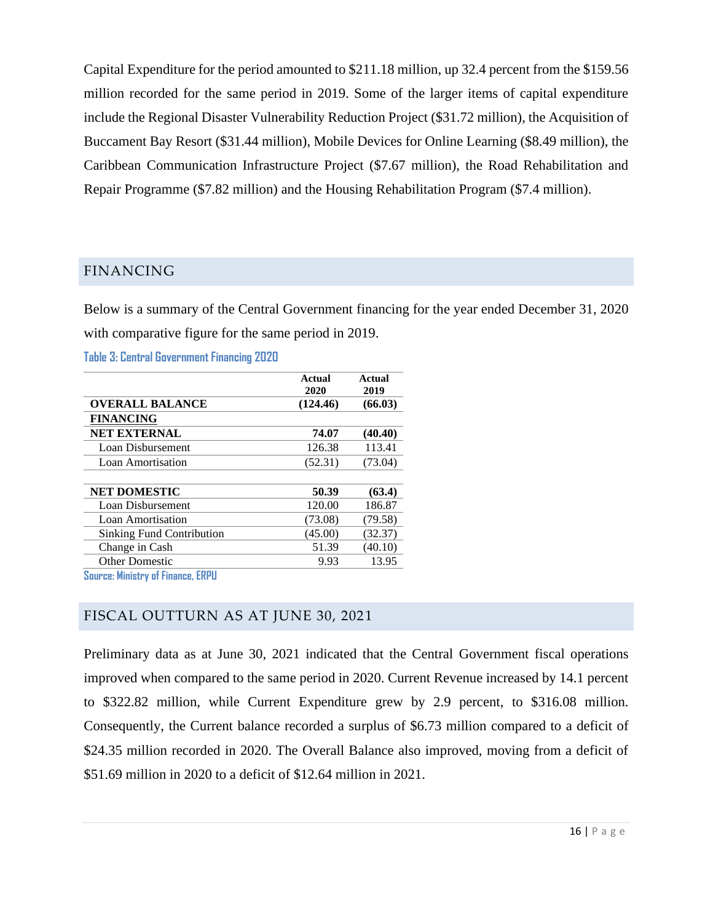Capital Expenditure for the period amounted to $211.18 million, up 32.4 percent from the $159.56 million recorded for the same period in 2019. Some of the larger items of capital expenditure include the Regional Disaster Vulnerability Reduction Project ($31.72 million), the Acquisition of Buccament Bay Resort ($31.44 million), Mobile Devices for Online Learning ($8.49 million), the Caribbean Communication Infrastructure Project ($7.67 million), the Road Rehabilitation and Repair Programme ($7.82 million) and the Housing Rehabilitation Program ($7.4 million).

## FINANCING

Below is a summary of the Central Government financing for the year ended December 31, 2020 with comparative figure for the same period in 2019.

**Table 3: Central Government Financing 2020**

| | Actual 2020 | Actual 2019 |
|---|---|---|
| **OVERALL BALANCE** | **(124.46)** | **(66.03)** |
| **FINANCING** | | |
| **NET EXTERNAL** | **74.07** | **(40.40)** |
| Loan Disbursement | 126.38 | 113.41 |
| Loan Amortisation | (52.31) | (73.04) |
| | | |
| **NET DOMESTIC** | **50.39** | **(63.4)** |
| Loan Disbursement | 120.00 | 186.87 |
| Loan Amortisation | (73.08) | (79.58) |
| Sinking Fund Contribution | (45.00) | (32.37) |
| Change in Cash | 51.39 | (40.10) |
| Other Domestic | 9.93 | 13.95 |

Source: Ministry of Finance, ERPU

## FISCAL OUTTURN AS AT JUNE 30, 2021

Preliminary data as at June 30, 2021 indicated that the Central Government fiscal operations improved when compared to the same period in 2020. Current Revenue increased by 14.1 percent to $322.82 million, while Current Expenditure grew by 2.9 percent, to $316.08 million. Consequently, the Current balance recorded a surplus of $6.73 million compared to a deficit of $24.35 million recorded in 2020. The Overall Balance also improved, moving from a deficit of $51.69 million in 2020 to a deficit of $12.64 million in 2021.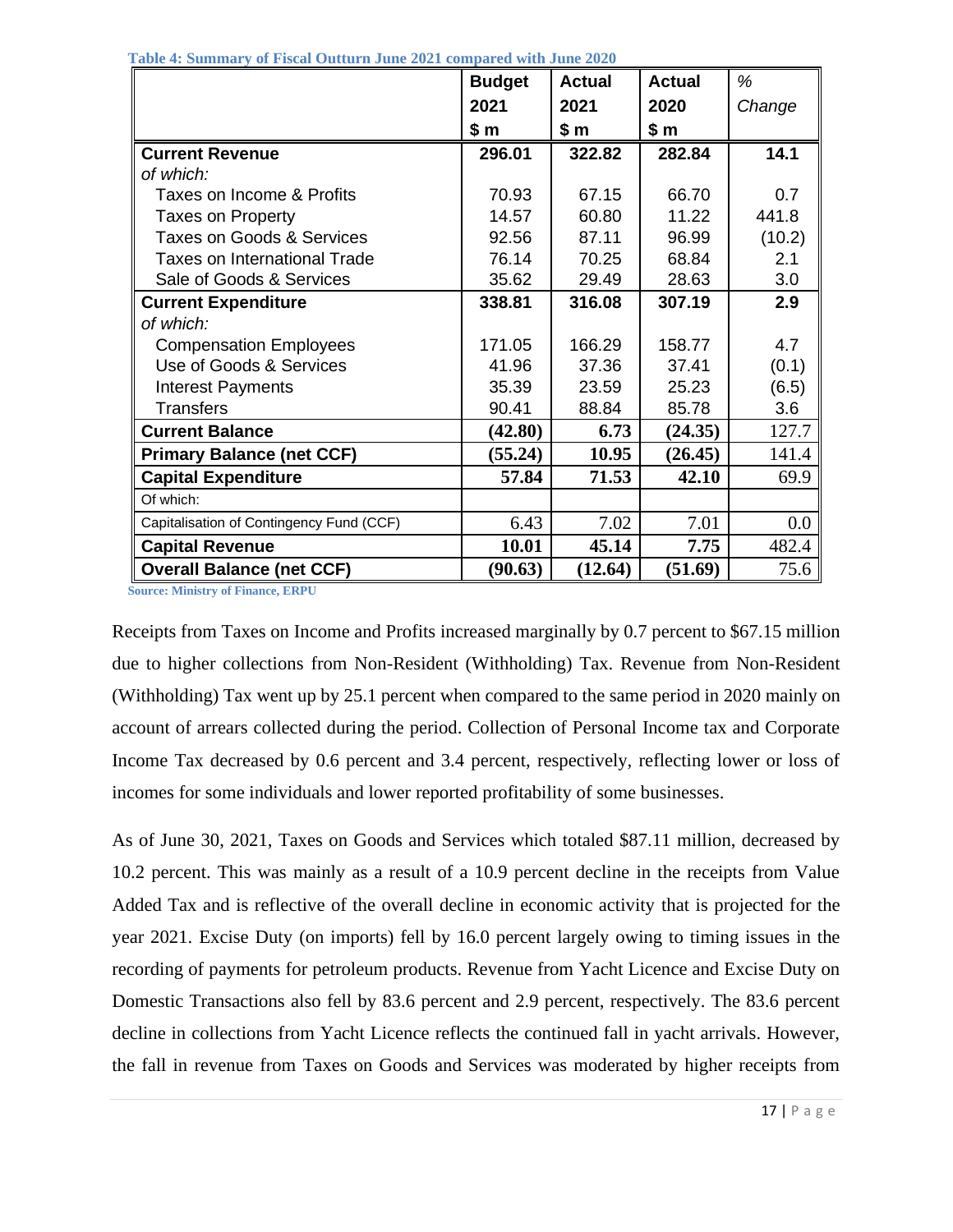**Table 4: Summary of Fiscal Outturn June 2021 compared with June 2020**

| | Budget 2021 $ m | Actual 2021 $ m | Actual 2020 $ m | % Change |
|---|---|---|---|---|
| **Current Revenue** | **296.01** | **322.82** | **282.84** | **14.1** |
| *of which:* | | | | |
| Taxes on Income & Profits | 70.93 | 67.15 | 66.70 | 0.7 |
| Taxes on Property | 14.57 | 60.80 | 11.22 | 441.8 |
| Taxes on Goods & Services | 92.56 | 87.11 | 96.99 | (10.2) |
| Taxes on International Trade | 76.14 | 70.25 | 68.84 | 2.1 |
| Sale of Goods & Services | 35.62 | 29.49 | 28.63 | 3.0 |
| **Current Expenditure** | **338.81** | **316.08** | **307.19** | **2.9** |
| *of which:* | | | | |
| Compensation Employees | 171.05 | 166.29 | 158.77 | 4.7 |
| Use of Goods & Services | 41.96 | 37.36 | 37.41 | (0.1) |
| Interest Payments | 35.39 | 23.59 | 25.23 | (6.5) |
| Transfers | 90.41 | 88.84 | 85.78 | 3.6 |
| **Current Balance** | **(42.80)** | **6.73** | **(24.35)** | 127.7 |
| **Primary Balance (net CCF)** | **(55.24)** | **10.95** | **(26.45)** | 141.4 |
| **Capital Expenditure** | **57.84** | **71.53** | **42.10** | 69.9 |
| Of which: | | | | |
| Capitalisation of Contingency Fund (CCF) | 6.43 | 7.02 | 7.01 | 0.0 |
| **Capital Revenue** | **10.01** | **45.14** | **7.75** | 482.4 |
| **Overall Balance (net CCF)** | **(90.63)** | **(12.64)** | **(51.69)** | 75.6 |

**Source: Ministry of Finance, ERPU**

Receipts from Taxes on Income and Profits increased marginally by 0.7 percent to $67.15 million due to higher collections from Non-Resident (Withholding) Tax. Revenue from Non-Resident (Withholding) Tax went up by 25.1 percent when compared to the same period in 2020 mainly on account of arrears collected during the period. Collection of Personal Income tax and Corporate Income Tax decreased by 0.6 percent and 3.4 percent, respectively, reflecting lower or loss of incomes for some individuals and lower reported profitability of some businesses.

As of June 30, 2021, Taxes on Goods and Services which totaled $87.11 million, decreased by 10.2 percent. This was mainly as a result of a 10.9 percent decline in the receipts from Value Added Tax and is reflective of the overall decline in economic activity that is projected for the year 2021. Excise Duty (on imports) fell by 16.0 percent largely owing to timing issues in the recording of payments for petroleum products. Revenue from Yacht Licence and Excise Duty on Domestic Transactions also fell by 83.6 percent and 2.9 percent, respectively. The 83.6 percent decline in collections from Yacht Licence reflects the continued fall in yacht arrivals. However, the fall in revenue from Taxes on Goods and Services was moderated by higher receipts from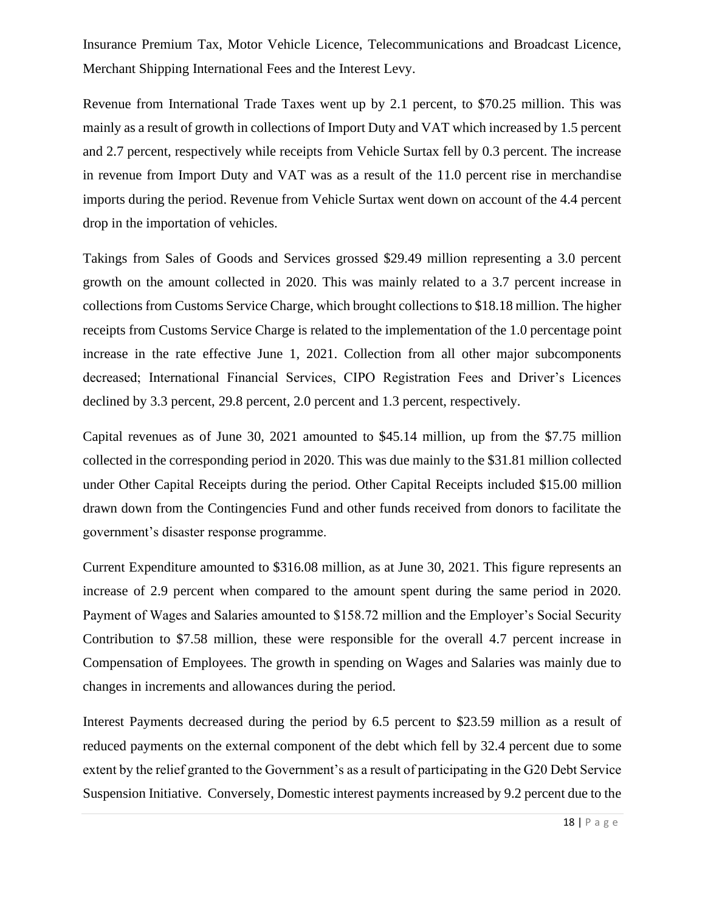Insurance Premium Tax, Motor Vehicle Licence, Telecommunications and Broadcast Licence, Merchant Shipping International Fees and the Interest Levy.

Revenue from International Trade Taxes went up by 2.1 percent, to $70.25 million. This was mainly as a result of growth in collections of Import Duty and VAT which increased by 1.5 percent and 2.7 percent, respectively while receipts from Vehicle Surtax fell by 0.3 percent. The increase in revenue from Import Duty and VAT was as a result of the 11.0 percent rise in merchandise imports during the period. Revenue from Vehicle Surtax went down on account of the 4.4 percent drop in the importation of vehicles.

Takings from Sales of Goods and Services grossed $29.49 million representing a 3.0 percent growth on the amount collected in 2020. This was mainly related to a 3.7 percent increase in collections from Customs Service Charge, which brought collections to $18.18 million. The higher receipts from Customs Service Charge is related to the implementation of the 1.0 percentage point increase in the rate effective June 1, 2021. Collection from all other major subcomponents decreased; International Financial Services, CIPO Registration Fees and Driver's Licences declined by 3.3 percent, 29.8 percent, 2.0 percent and 1.3 percent, respectively.

Capital revenues as of June 30, 2021 amounted to $45.14 million, up from the $7.75 million collected in the corresponding period in 2020. This was due mainly to the $31.81 million collected under Other Capital Receipts during the period. Other Capital Receipts included $15.00 million drawn down from the Contingencies Fund and other funds received from donors to facilitate the government's disaster response programme.

Current Expenditure amounted to $316.08 million, as at June 30, 2021. This figure represents an increase of 2.9 percent when compared to the amount spent during the same period in 2020. Payment of Wages and Salaries amounted to $158.72 million and the Employer's Social Security Contribution to $7.58 million, these were responsible for the overall 4.7 percent increase in Compensation of Employees. The growth in spending on Wages and Salaries was mainly due to changes in increments and allowances during the period.

Interest Payments decreased during the period by 6.5 percent to $23.59 million as a result of reduced payments on the external component of the debt which fell by 32.4 percent due to some extent by the relief granted to the Government's as a result of participating in the G20 Debt Service Suspension Initiative. Conversely, Domestic interest payments increased by 9.2 percent due to the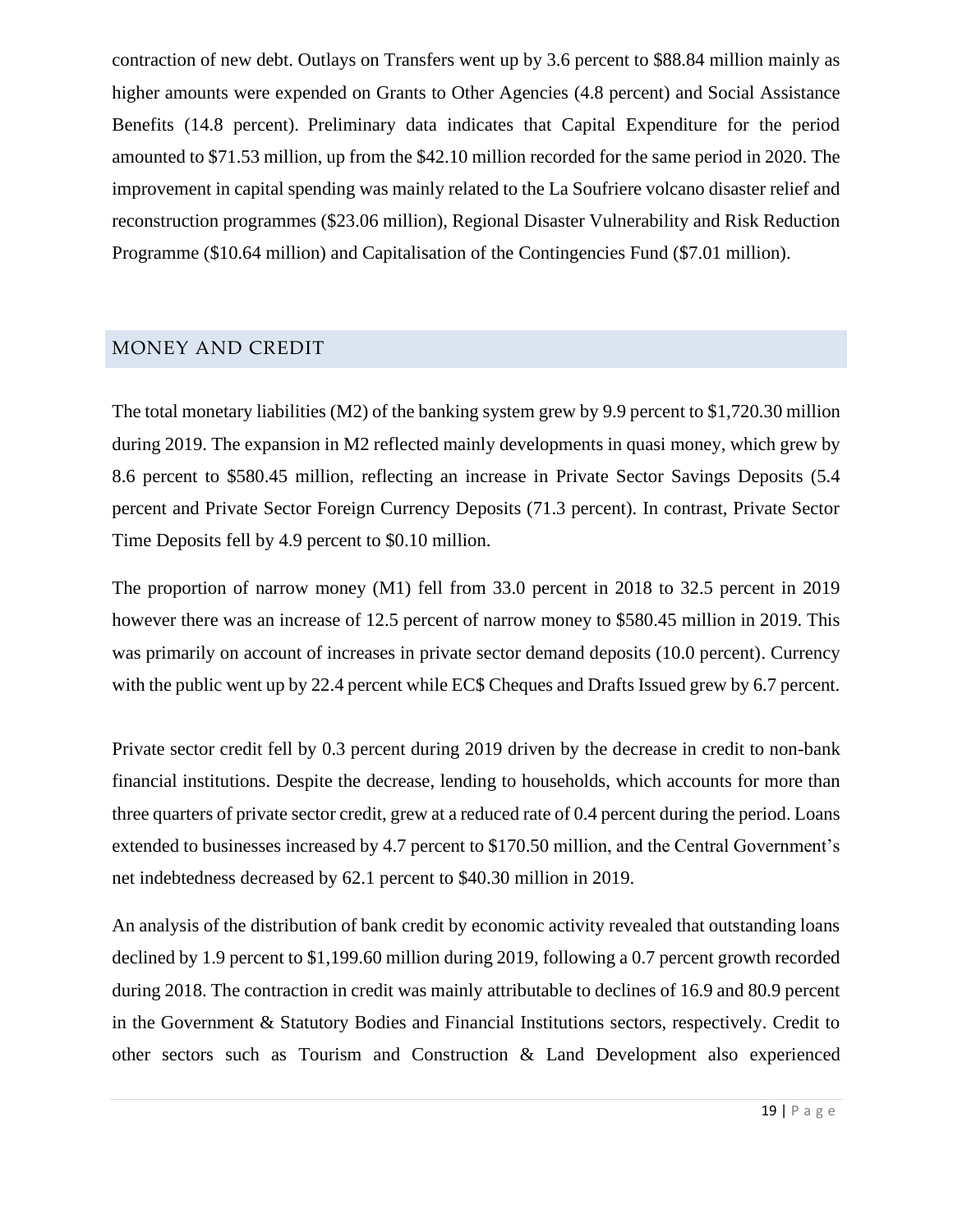contraction of new debt. Outlays on Transfers went up by 3.6 percent to $88.84 million mainly as higher amounts were expended on Grants to Other Agencies (4.8 percent) and Social Assistance Benefits (14.8 percent). Preliminary data indicates that Capital Expenditure for the period amounted to $71.53 million, up from the $42.10 million recorded for the same period in 2020. The improvement in capital spending was mainly related to the La Soufriere volcano disaster relief and reconstruction programmes ($23.06 million), Regional Disaster Vulnerability and Risk Reduction Programme ($10.64 million) and Capitalisation of the Contingencies Fund ($7.01 million).

## MONEY AND CREDIT

The total monetary liabilities (M2) of the banking system grew by 9.9 percent to $1,720.30 million during 2019. The expansion in M2 reflected mainly developments in quasi money, which grew by 8.6 percent to $580.45 million, reflecting an increase in Private Sector Savings Deposits (5.4 percent and Private Sector Foreign Currency Deposits (71.3 percent). In contrast, Private Sector Time Deposits fell by 4.9 percent to $0.10 million.

The proportion of narrow money (M1) fell from 33.0 percent in 2018 to 32.5 percent in 2019 however there was an increase of 12.5 percent of narrow money to $580.45 million in 2019. This was primarily on account of increases in private sector demand deposits (10.0 percent). Currency with the public went up by 22.4 percent while EC$ Cheques and Drafts Issued grew by 6.7 percent.

Private sector credit fell by 0.3 percent during 2019 driven by the decrease in credit to non-bank financial institutions. Despite the decrease, lending to households, which accounts for more than three quarters of private sector credit, grew at a reduced rate of 0.4 percent during the period. Loans extended to businesses increased by 4.7 percent to $170.50 million, and the Central Government's net indebtedness decreased by 62.1 percent to $40.30 million in 2019.

An analysis of the distribution of bank credit by economic activity revealed that outstanding loans declined by 1.9 percent to $1,199.60 million during 2019, following a 0.7 percent growth recorded during 2018. The contraction in credit was mainly attributable to declines of 16.9 and 80.9 percent in the Government & Statutory Bodies and Financial Institutions sectors, respectively. Credit to other sectors such as Tourism and Construction & Land Development also experienced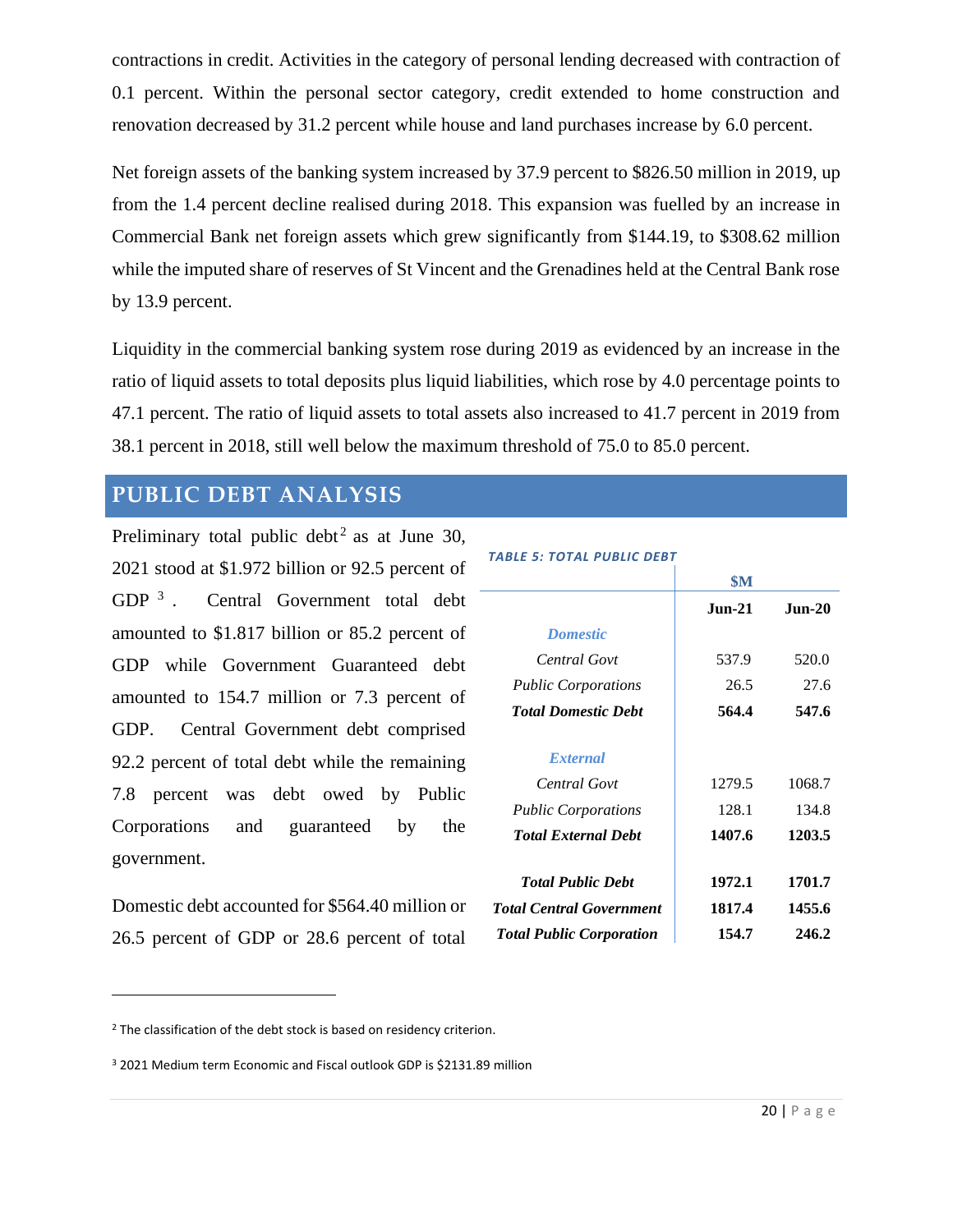contractions in credit. Activities in the category of personal lending decreased with contraction of 0.1 percent. Within the personal sector category, credit extended to home construction and renovation decreased by 31.2 percent while house and land purchases increase by 6.0 percent.

Net foreign assets of the banking system increased by 37.9 percent to $826.50 million in 2019, up from the 1.4 percent decline realised during 2018. This expansion was fuelled by an increase in Commercial Bank net foreign assets which grew significantly from $144.19, to $308.62 million while the imputed share of reserves of St Vincent and the Grenadines held at the Central Bank rose by 13.9 percent.

Liquidity in the commercial banking system rose during 2019 as evidenced by an increase in the ratio of liquid assets to total deposits plus liquid liabilities, which rose by 4.0 percentage points to 47.1 percent. The ratio of liquid assets to total assets also increased to 41.7 percent in 2019 from 38.1 percent in 2018, still well below the maximum threshold of 75.0 to 85.0 percent.

## PUBLIC DEBT ANALYSIS

Preliminary total public debt[2] as at June 30, 2021 stood at $1.972 billion or 92.5 percent of GDP [3]. Central Government total debt amounted to $1.817 billion or 85.2 percent of GDP while Government Guaranteed debt amounted to 154.7 million or 7.3 percent of GDP. Central Government debt comprised 92.2 percent of total debt while the remaining 7.8 percent was debt owed by Public Corporations and guaranteed by the government.

***TABLE 5: TOTAL PUBLIC DEBT***

| | $M | |
|---|---|---|
| | **Jun-21** | **Jun-20** |
| ***Domestic*** | | |
| *Central Govt* | 537.9 | 520.0 |
| *Public Corporations* | 26.5 | 27.6 |
| ***Total Domestic Debt*** | **564.4** | **547.6** |
| ***External*** | | |
| *Central Govt* | 1279.5 | 1068.7 |
| *Public Corporations* | 128.1 | 134.8 |
| ***Total External Debt*** | **1407.6** | **1203.5** |
| ***Total Public Debt*** | **1972.1** | **1701.7** |
| ***Total Central Government*** | **1817.4** | **1455.6** |
| ***Total Public Corporation*** | **154.7** | **246.2** |

Domestic debt accounted for $564.40 million or 26.5 percent of GDP or 28.6 percent of total

---

[2] The classification of the debt stock is based on residency criterion.

[3] 2021 Medium term Economic and Fiscal outlook GDP is $2131.89 million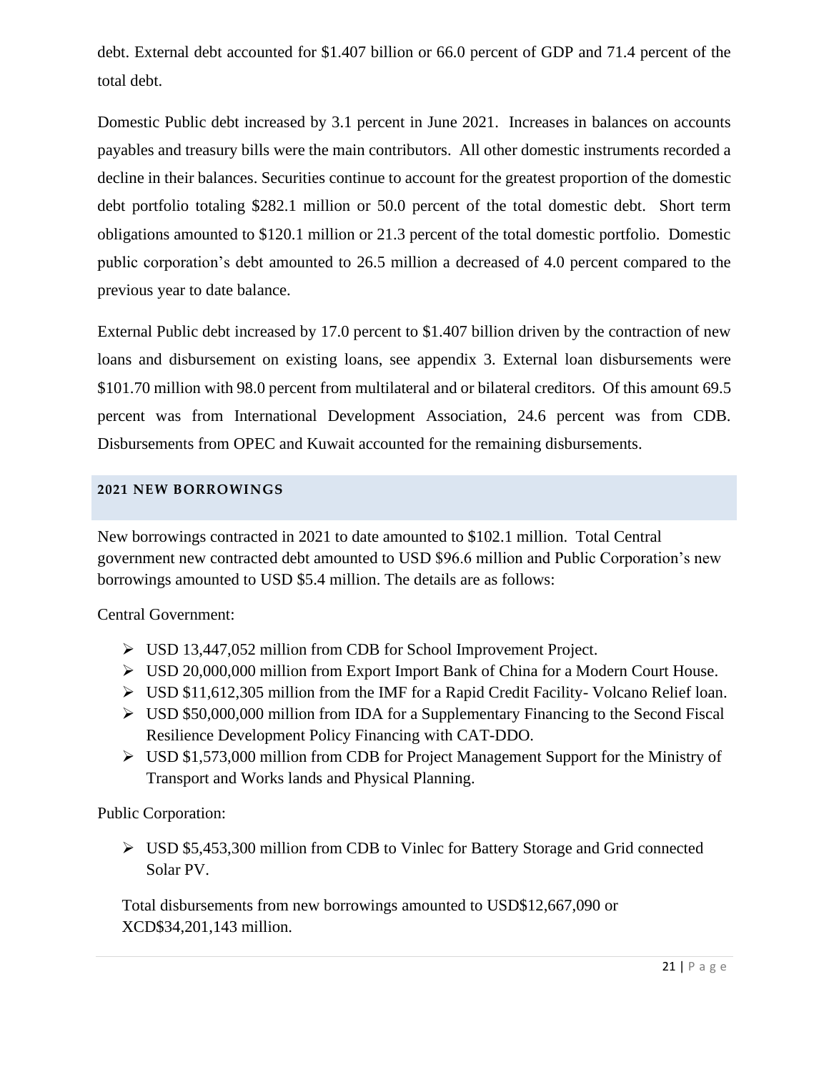debt. External debt accounted for $1.407 billion or 66.0 percent of GDP and 71.4 percent of the total debt.

Domestic Public debt increased by 3.1 percent in June 2021. Increases in balances on accounts payables and treasury bills were the main contributors. All other domestic instruments recorded a decline in their balances. Securities continue to account for the greatest proportion of the domestic debt portfolio totaling $282.1 million or 50.0 percent of the total domestic debt. Short term obligations amounted to $120.1 million or 21.3 percent of the total domestic portfolio. Domestic public corporation's debt amounted to 26.5 million a decreased of 4.0 percent compared to the previous year to date balance.

External Public debt increased by 17.0 percent to $1.407 billion driven by the contraction of new loans and disbursement on existing loans, see appendix 3. External loan disbursements were $101.70 million with 98.0 percent from multilateral and or bilateral creditors. Of this amount 69.5 percent was from International Development Association, 24.6 percent was from CDB. Disbursements from OPEC and Kuwait accounted for the remaining disbursements.

## 2021 NEW BORROWINGS

New borrowings contracted in 2021 to date amounted to $102.1 million. Total Central government new contracted debt amounted to USD $96.6 million and Public Corporation's new borrowings amounted to USD $5.4 million. The details are as follows:

Central Government:

- USD 13,447,052 million from CDB for School Improvement Project.
- USD 20,000,000 million from Export Import Bank of China for a Modern Court House.
- USD $11,612,305 million from the IMF for a Rapid Credit Facility- Volcano Relief loan.
- USD $50,000,000 million from IDA for a Supplementary Financing to the Second Fiscal Resilience Development Policy Financing with CAT-DDO.
- USD $1,573,000 million from CDB for Project Management Support for the Ministry of Transport and Works lands and Physical Planning.

Public Corporation:

- USD $5,453,300 million from CDB to Vinlec for Battery Storage and Grid connected Solar PV.

Total disbursements from new borrowings amounted to USD$12,667,090 or XCD$34,201,143 million.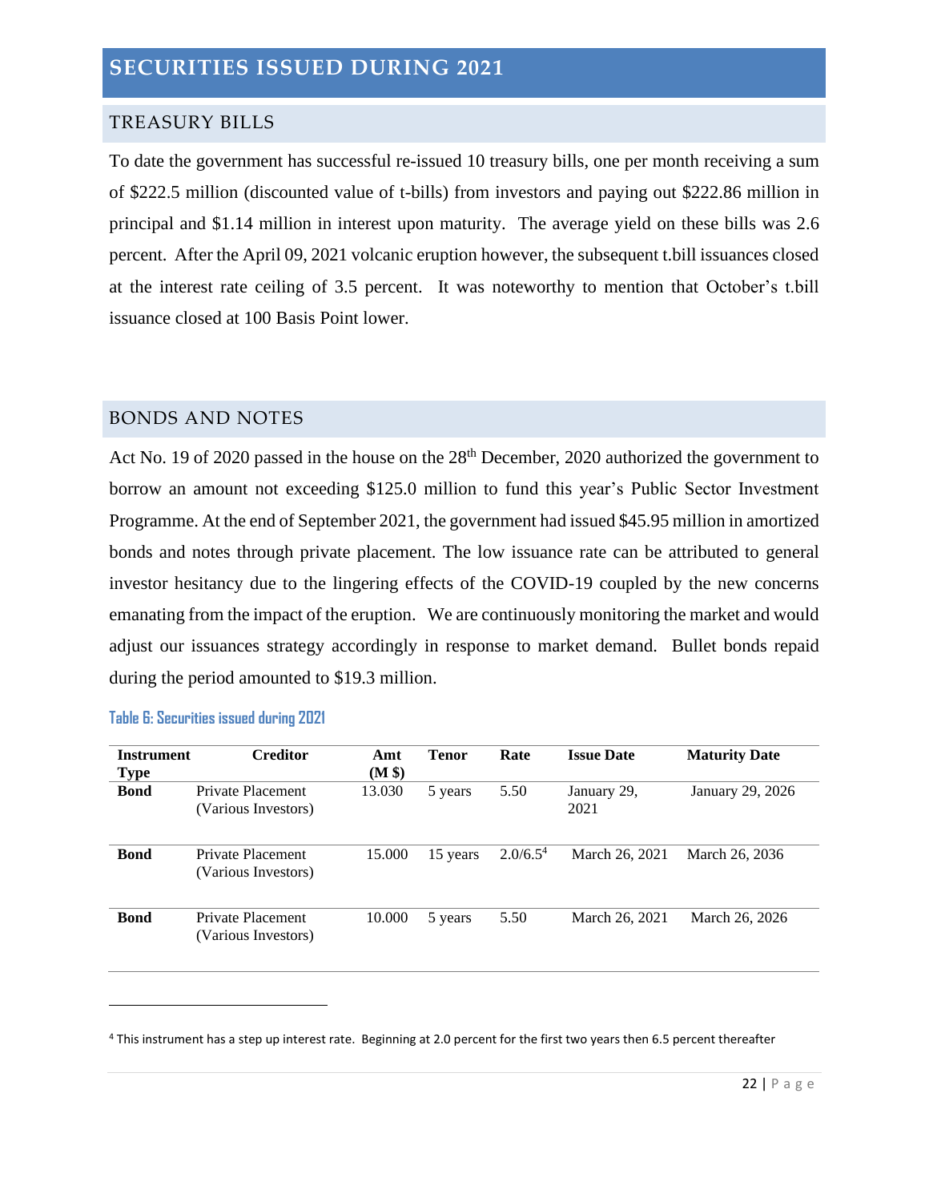# SECURITIES ISSUED DURING 2021

## TREASURY BILLS

To date the government has successful re-issued 10 treasury bills, one per month receiving a sum of $222.5 million (discounted value of t-bills) from investors and paying out $222.86 million in principal and $1.14 million in interest upon maturity. The average yield on these bills was 2.6 percent. After the April 09, 2021 volcanic eruption however, the subsequent t.bill issuances closed at the interest rate ceiling of 3.5 percent. It was noteworthy to mention that October's t.bill issuance closed at 100 Basis Point lower.

## BONDS AND NOTES

Act No. 19 of 2020 passed in the house on the 28th December, 2020 authorized the government to borrow an amount not exceeding $125.0 million to fund this year's Public Sector Investment Programme. At the end of September 2021, the government had issued $45.95 million in amortized bonds and notes through private placement. The low issuance rate can be attributed to general investor hesitancy due to the lingering effects of the COVID-19 coupled by the new concerns emanating from the impact of the eruption. We are continuously monitoring the market and would adjust our issuances strategy accordingly in response to market demand. Bullet bonds repaid during the period amounted to $19.3 million.

**Table 6: Securities issued during 2021**

| Instrument Type | Creditor | Amt (M $) | Tenor | Rate | Issue Date | Maturity Date |
|---|---|---|---|---|---|---|
| **Bond** | Private Placement (Various Investors) | 13.030 | 5 years | 5.50 | January 29, 2021 | January 29, 2026 |
| **Bond** | Private Placement (Various Investors) | 15.000 | 15 years | 2.0/6.5[4] | March 26, 2021 | March 26, 2036 |
| **Bond** | Private Placement (Various Investors) | 10.000 | 5 years | 5.50 | March 26, 2021 | March 26, 2026 |

[4] This instrument has a step up interest rate. Beginning at 2.0 percent for the first two years then 6.5 percent thereafter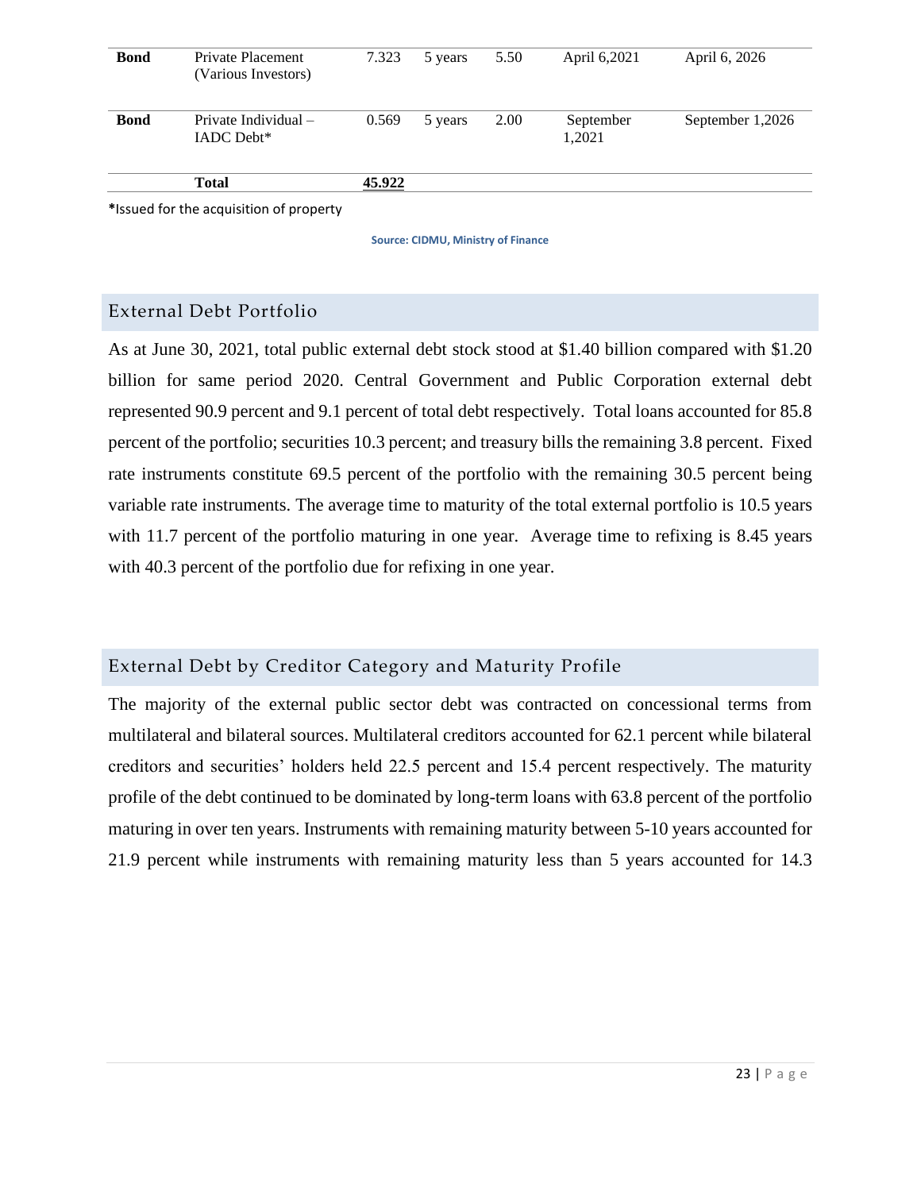| | | | | | | |
|---|---|---|---|---|---|---|
| **Bond** | Private Placement (Various Investors) | 7.323 | 5 years | 5.50 | April 6,2021 | April 6, 2026 |
| **Bond** | Private Individual – IADC Debt* | 0.569 | 5 years | 2.00 | September 1,2021 | September 1,2026 |
| | **Total** | **45.922** | | | | |

*Issued for the acquisition of property

Source: CIDMU, Ministry of Finance

## External Debt Portfolio

As at June 30, 2021, total public external debt stock stood at $1.40 billion compared with $1.20 billion for same period 2020. Central Government and Public Corporation external debt represented 90.9 percent and 9.1 percent of total debt respectively. Total loans accounted for 85.8 percent of the portfolio; securities 10.3 percent; and treasury bills the remaining 3.8 percent. Fixed rate instruments constitute 69.5 percent of the portfolio with the remaining 30.5 percent being variable rate instruments. The average time to maturity of the total external portfolio is 10.5 years with 11.7 percent of the portfolio maturing in one year. Average time to refixing is 8.45 years with 40.3 percent of the portfolio due for refixing in one year.

## External Debt by Creditor Category and Maturity Profile

The majority of the external public sector debt was contracted on concessional terms from multilateral and bilateral sources. Multilateral creditors accounted for 62.1 percent while bilateral creditors and securities' holders held 22.5 percent and 15.4 percent respectively. The maturity profile of the debt continued to be dominated by long-term loans with 63.8 percent of the portfolio maturing in over ten years. Instruments with remaining maturity between 5-10 years accounted for 21.9 percent while instruments with remaining maturity less than 5 years accounted for 14.3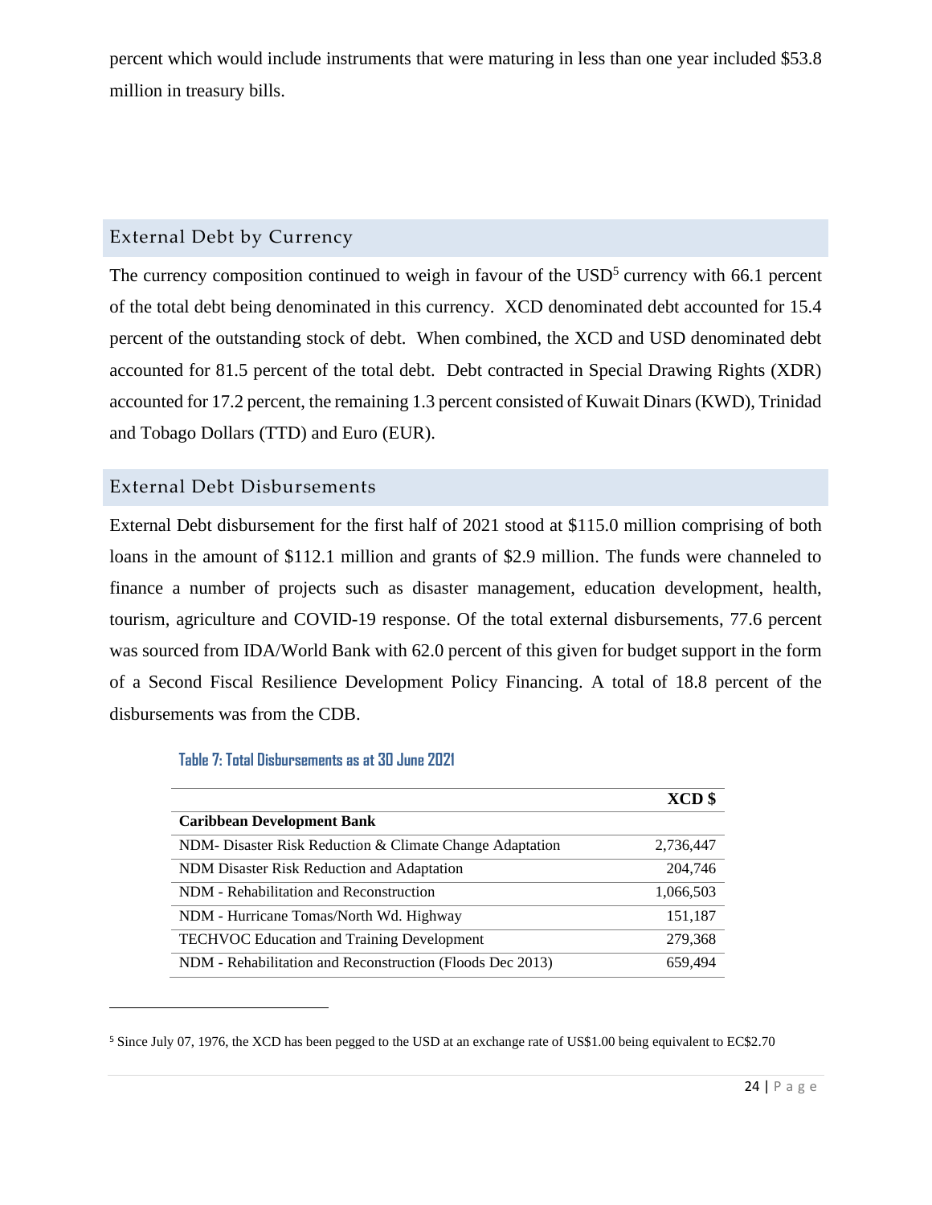percent which would include instruments that were maturing in less than one year included $53.8 million in treasury bills.

## External Debt by Currency

The currency composition continued to weigh in favour of the USD[5] currency with 66.1 percent of the total debt being denominated in this currency. XCD denominated debt accounted for 15.4 percent of the outstanding stock of debt. When combined, the XCD and USD denominated debt accounted for 81.5 percent of the total debt. Debt contracted in Special Drawing Rights (XDR) accounted for 17.2 percent, the remaining 1.3 percent consisted of Kuwait Dinars (KWD), Trinidad and Tobago Dollars (TTD) and Euro (EUR).

## External Debt Disbursements

External Debt disbursement for the first half of 2021 stood at $115.0 million comprising of both loans in the amount of $112.1 million and grants of $2.9 million. The funds were channeled to finance a number of projects such as disaster management, education development, health, tourism, agriculture and COVID-19 response. Of the total external disbursements, 77.6 percent was sourced from IDA/World Bank with 62.0 percent of this given for budget support in the form of a Second Fiscal Resilience Development Policy Financing. A total of 18.8 percent of the disbursements was from the CDB.

**Table 7: Total Disbursements as at 30 June 2021**

| | XCD $ |
|---|---:|
| **Caribbean Development Bank** | |
| NDM- Disaster Risk Reduction & Climate Change Adaptation | 2,736,447 |
| NDM Disaster Risk Reduction and Adaptation | 204,746 |
| NDM - Rehabilitation and Reconstruction | 1,066,503 |
| NDM - Hurricane Tomas/North Wd. Highway | 151,187 |
| TECHVOC Education and Training Development | 279,368 |
| NDM - Rehabilitation and Reconstruction (Floods Dec 2013) | 659,494 |

[5] Since July 07, 1976, the XCD has been pegged to the USD at an exchange rate of US$1.00 being equivalent to EC$2.70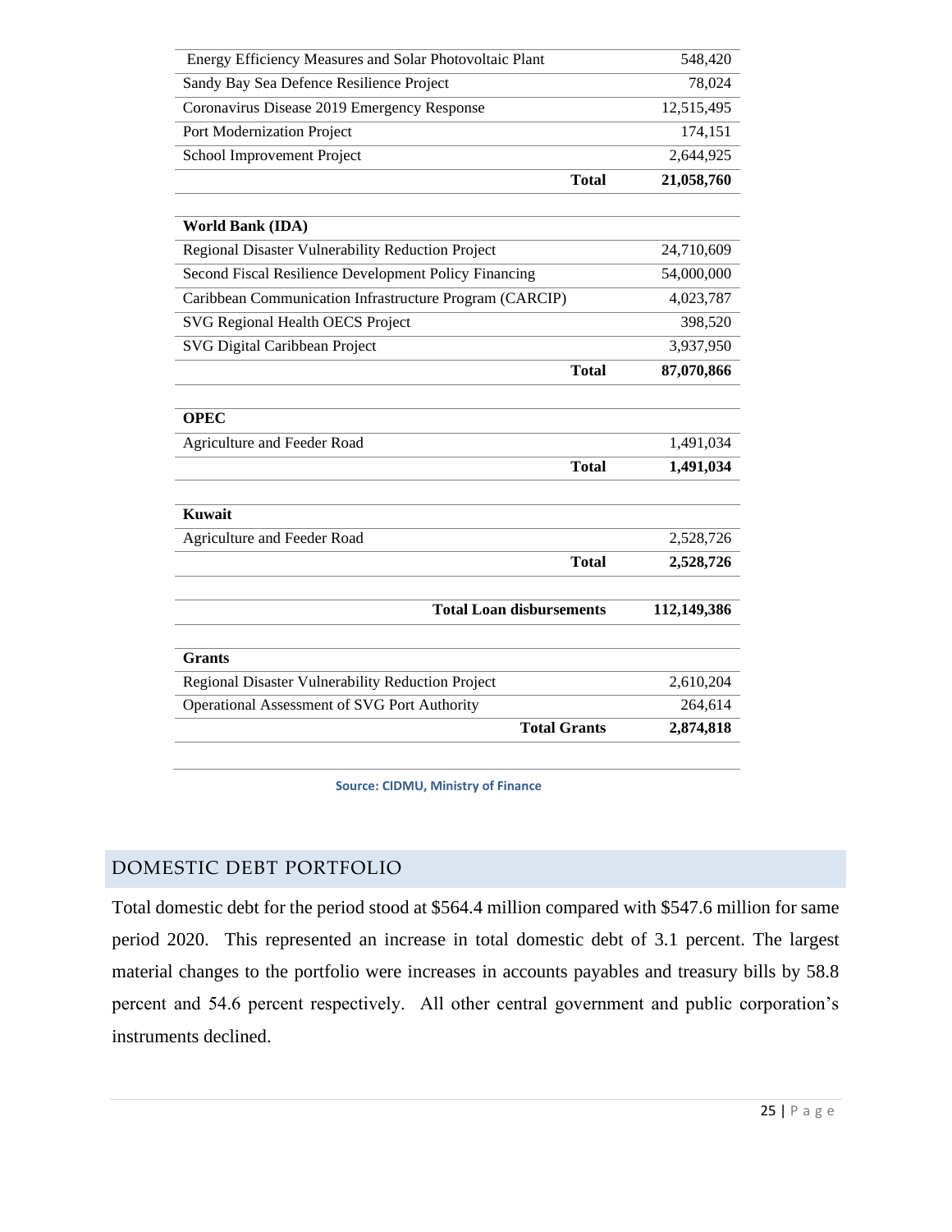| | |
|---|---|
| Energy Efficiency Measures and Solar Photovoltaic Plant | 548,420 |
| Sandy Bay Sea Defence Resilience Project | 78,024 |
| Coronavirus Disease 2019 Emergency Response | 12,515,495 |
| Port Modernization Project | 174,151 |
| School Improvement Project | 2,644,925 |
| **Total** | **21,058,760** |
| | |
| **World Bank (IDA)** | |
| Regional Disaster Vulnerability Reduction Project | 24,710,609 |
| Second Fiscal Resilience Development Policy Financing | 54,000,000 |
| Caribbean Communication Infrastructure Program (CARCIP) | 4,023,787 |
| SVG Regional Health OECS Project | 398,520 |
| SVG Digital Caribbean Project | 3,937,950 |
| **Total** | **87,070,866** |
| | |
| **OPEC** | |
| Agriculture and Feeder Road | 1,491,034 |
| **Total** | **1,491,034** |
| | |
| **Kuwait** | |
| Agriculture and Feeder Road | 2,528,726 |
| **Total** | **2,528,726** |
| | |
| **Total Loan disbursements** | **112,149,386** |
| | |
| **Grants** | |
| Regional Disaster Vulnerability Reduction Project | 2,610,204 |
| Operational Assessment of SVG Port Authority | 264,614 |
| **Total Grants** | **2,874,818** |

**Source: CIDMU, Ministry of Finance**

## DOMESTIC DEBT PORTFOLIO

Total domestic debt for the period stood at $564.4 million compared with $547.6 million for same period 2020. This represented an increase in total domestic debt of 3.1 percent. The largest material changes to the portfolio were increases in accounts payables and treasury bills by 58.8 percent and 54.6 percent respectively. All other central government and public corporation's instruments declined.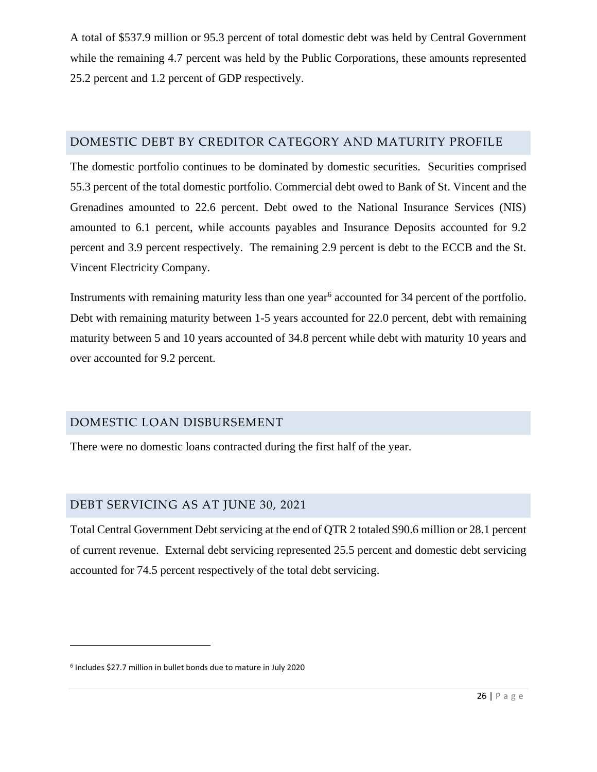A total of $537.9 million or 95.3 percent of total domestic debt was held by Central Government while the remaining 4.7 percent was held by the Public Corporations, these amounts represented 25.2 percent and 1.2 percent of GDP respectively.

## DOMESTIC DEBT BY CREDITOR CATEGORY AND MATURITY PROFILE

The domestic portfolio continues to be dominated by domestic securities. Securities comprised 55.3 percent of the total domestic portfolio. Commercial debt owed to Bank of St. Vincent and the Grenadines amounted to 22.6 percent. Debt owed to the National Insurance Services (NIS) amounted to 6.1 percent, while accounts payables and Insurance Deposits accounted for 9.2 percent and 3.9 percent respectively. The remaining 2.9 percent is debt to the ECCB and the St. Vincent Electricity Company.

Instruments with remaining maturity less than one year[6] accounted for 34 percent of the portfolio. Debt with remaining maturity between 1-5 years accounted for 22.0 percent, debt with remaining maturity between 5 and 10 years accounted of 34.8 percent while debt with maturity 10 years and over accounted for 9.2 percent.

## DOMESTIC LOAN DISBURSEMENT

There were no domestic loans contracted during the first half of the year.

## DEBT SERVICING AS AT JUNE 30, 2021

Total Central Government Debt servicing at the end of QTR 2 totaled $90.6 million or 28.1 percent of current revenue. External debt servicing represented 25.5 percent and domestic debt servicing accounted for 74.5 percent respectively of the total debt servicing.

---

[6] Includes $27.7 million in bullet bonds due to mature in July 2020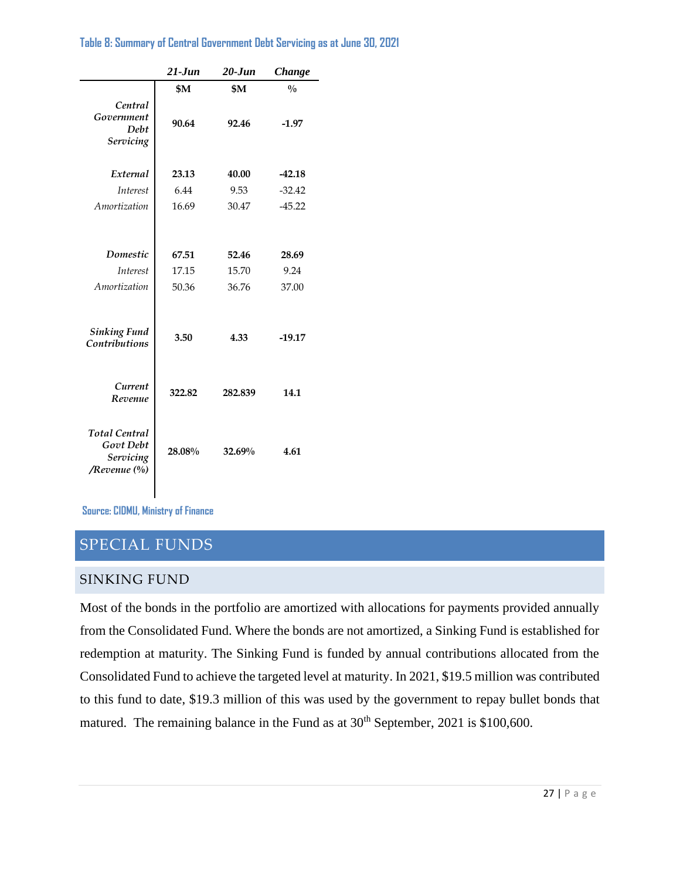**Table 8: Summary of Central Government Debt Servicing as at June 30, 2021**

| | *21-Jun* | *20-Jun* | *Change* |
|---|---|---|---|
| | **$M** | **$M** | **%** |
| ***Central Government Debt Servicing*** | **90.64** | **92.46** | **-1.97** |
| ***External*** | **23.13** | **40.00** | **-42.18** |
| *Interest* | 6.44 | 9.53 | -32.42 |
| *Amortization* | 16.69 | 30.47 | -45.22 |
| ***Domestic*** | **67.51** | **52.46** | **28.69** |
| *Interest* | 17.15 | 15.70 | 9.24 |
| *Amortization* | 50.36 | 36.76 | 37.00 |
| ***Sinking Fund Contributions*** | **3.50** | **4.33** | **-19.17** |
| ***Current Revenue*** | **322.82** | **282.839** | **14.1** |
| ***Total Central Govt Debt Servicing /Revenue (%)*** | **28.08%** | **32.69%** | **4.61** |

Source: CIDMU, Ministry of Finance

# SPECIAL FUNDS

## SINKING FUND

Most of the bonds in the portfolio are amortized with allocations for payments provided annually from the Consolidated Fund. Where the bonds are not amortized, a Sinking Fund is established for redemption at maturity. The Sinking Fund is funded by annual contributions allocated from the Consolidated Fund to achieve the targeted level at maturity. In 2021, $19.5 million was contributed to this fund to date, $19.3 million of this was used by the government to repay bullet bonds that matured. The remaining balance in the Fund as at 30th September, 2021 is $100,600.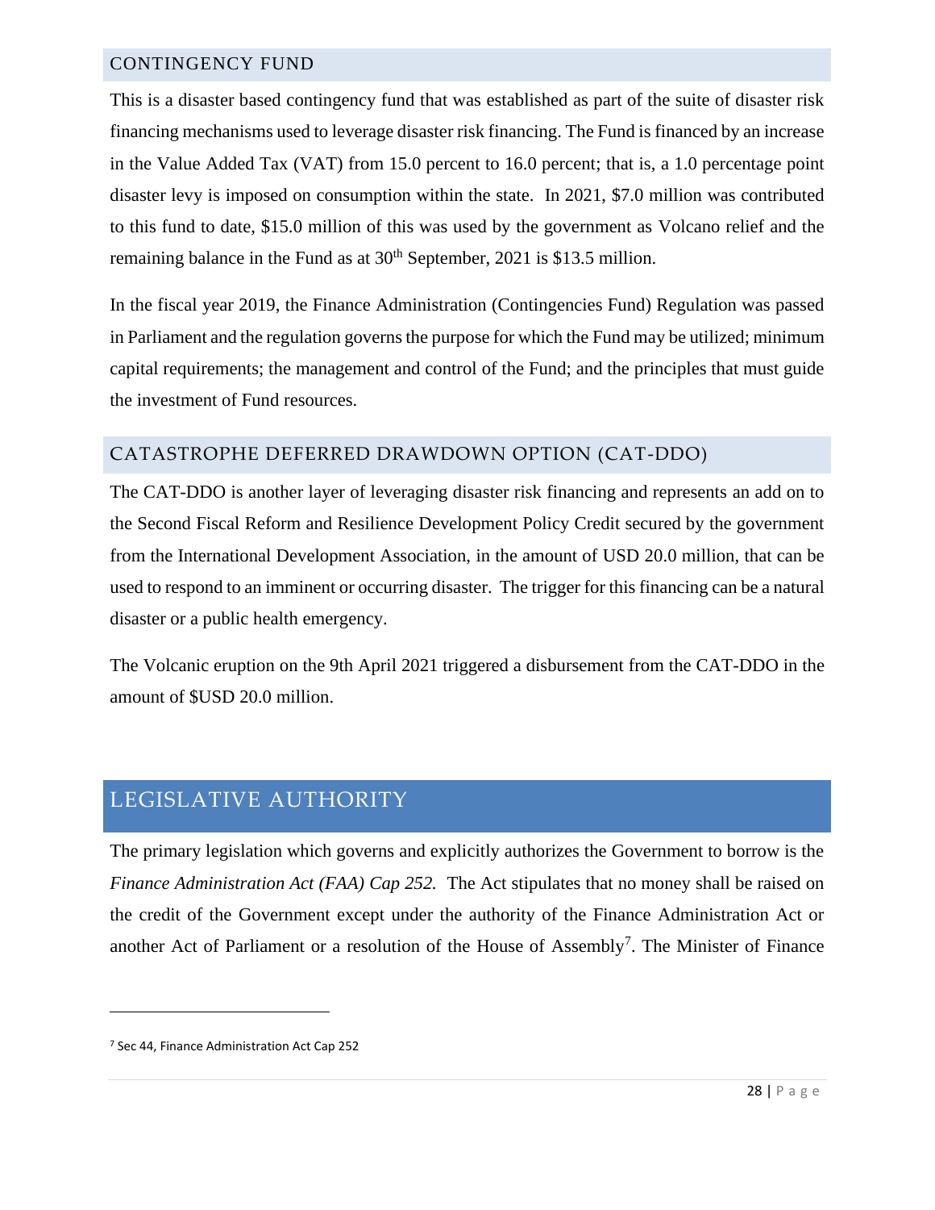## CONTINGENCY FUND

This is a disaster based contingency fund that was established as part of the suite of disaster risk financing mechanisms used to leverage disaster risk financing. The Fund is financed by an increase in the Value Added Tax (VAT) from 15.0 percent to 16.0 percent; that is, a 1.0 percentage point disaster levy is imposed on consumption within the state. In 2021, $7.0 million was contributed to this fund to date, $15.0 million of this was used by the government as Volcano relief and the remaining balance in the Fund as at 30th September, 2021 is $13.5 million.

In the fiscal year 2019, the Finance Administration (Contingencies Fund) Regulation was passed in Parliament and the regulation governs the purpose for which the Fund may be utilized; minimum capital requirements; the management and control of the Fund; and the principles that must guide the investment of Fund resources.

## CATASTROPHE DEFERRED DRAWDOWN OPTION (CAT-DDO)

The CAT-DDO is another layer of leveraging disaster risk financing and represents an add on to the Second Fiscal Reform and Resilience Development Policy Credit secured by the government from the International Development Association, in the amount of USD 20.0 million, that can be used to respond to an imminent or occurring disaster. The trigger for this financing can be a natural disaster or a public health emergency.

The Volcanic eruption on the 9th April 2021 triggered a disbursement from the CAT-DDO in the amount of $USD 20.0 million.

# LEGISLATIVE AUTHORITY

The primary legislation which governs and explicitly authorizes the Government to borrow is the *Finance Administration Act (FAA) Cap 252.* The Act stipulates that no money shall be raised on the credit of the Government except under the authority of the Finance Administration Act or another Act of Parliament or a resolution of the House of Assembly[7]. The Minister of Finance

---

[7] Sec 44, Finance Administration Act Cap 252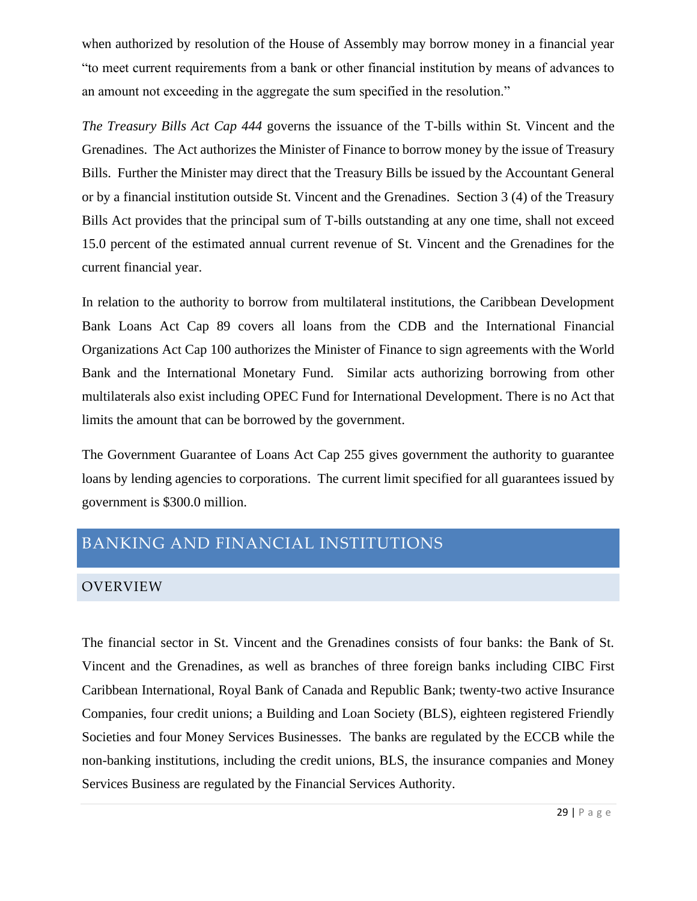when authorized by resolution of the House of Assembly may borrow money in a financial year "to meet current requirements from a bank or other financial institution by means of advances to an amount not exceeding in the aggregate the sum specified in the resolution."

*The Treasury Bills Act Cap 444* governs the issuance of the T-bills within St. Vincent and the Grenadines. The Act authorizes the Minister of Finance to borrow money by the issue of Treasury Bills. Further the Minister may direct that the Treasury Bills be issued by the Accountant General or by a financial institution outside St. Vincent and the Grenadines. Section 3 (4) of the Treasury Bills Act provides that the principal sum of T-bills outstanding at any one time, shall not exceed 15.0 percent of the estimated annual current revenue of St. Vincent and the Grenadines for the current financial year.

In relation to the authority to borrow from multilateral institutions, the Caribbean Development Bank Loans Act Cap 89 covers all loans from the CDB and the International Financial Organizations Act Cap 100 authorizes the Minister of Finance to sign agreements with the World Bank and the International Monetary Fund. Similar acts authorizing borrowing from other multilaterals also exist including OPEC Fund for International Development. There is no Act that limits the amount that can be borrowed by the government.

The Government Guarantee of Loans Act Cap 255 gives government the authority to guarantee loans by lending agencies to corporations. The current limit specified for all guarantees issued by government is $300.0 million.

# BANKING AND FINANCIAL INSTITUTIONS

## OVERVIEW

The financial sector in St. Vincent and the Grenadines consists of four banks: the Bank of St. Vincent and the Grenadines, as well as branches of three foreign banks including CIBC First Caribbean International, Royal Bank of Canada and Republic Bank; twenty-two active Insurance Companies, four credit unions; a Building and Loan Society (BLS), eighteen registered Friendly Societies and four Money Services Businesses. The banks are regulated by the ECCB while the non-banking institutions, including the credit unions, BLS, the insurance companies and Money Services Business are regulated by the Financial Services Authority.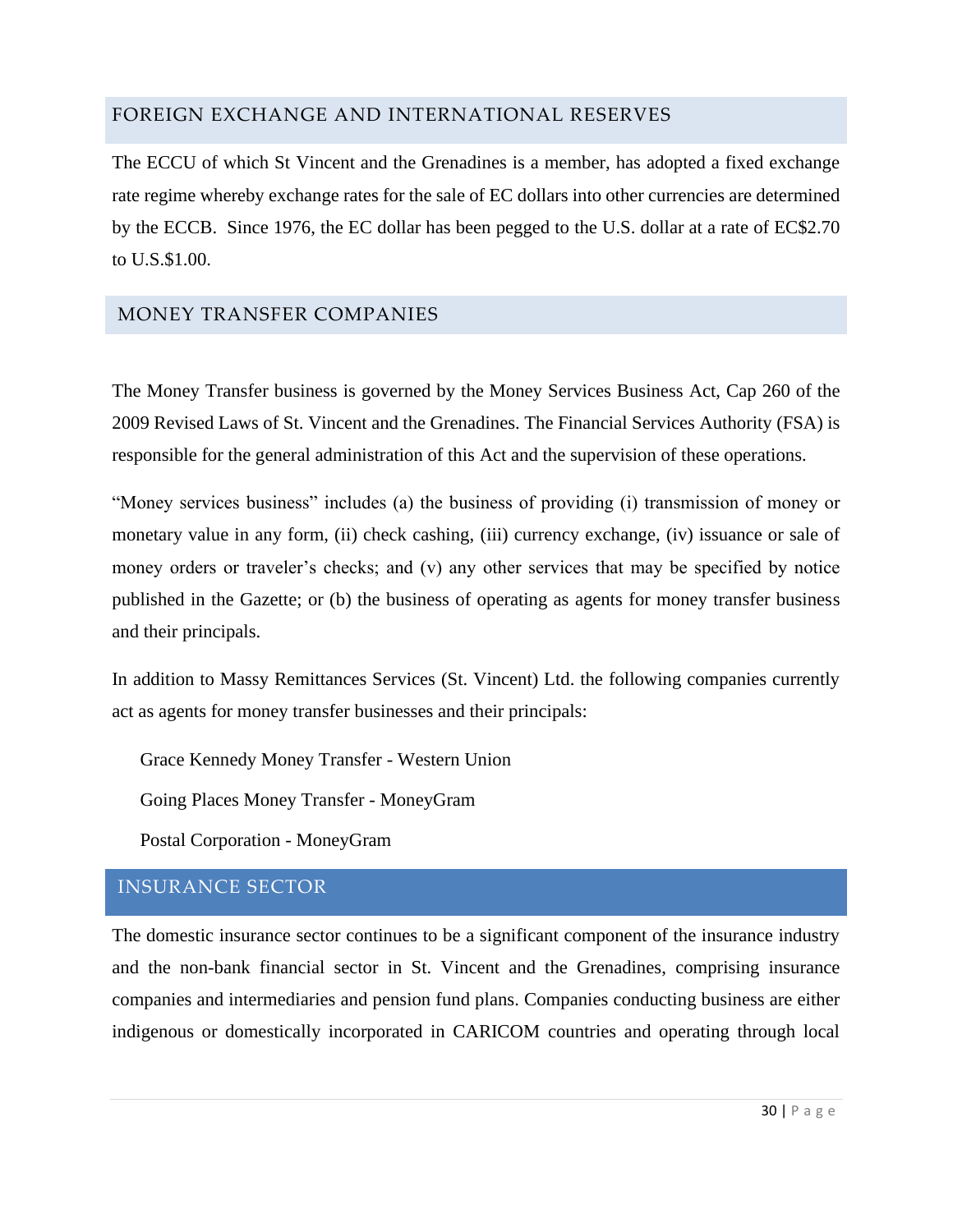## FOREIGN EXCHANGE AND INTERNATIONAL RESERVES

The ECCU of which St Vincent and the Grenadines is a member, has adopted a fixed exchange rate regime whereby exchange rates for the sale of EC dollars into other currencies are determined by the ECCB. Since 1976, the EC dollar has been pegged to the U.S. dollar at a rate of EC$2.70 to U.S.$1.00.

## MONEY TRANSFER COMPANIES

The Money Transfer business is governed by the Money Services Business Act, Cap 260 of the 2009 Revised Laws of St. Vincent and the Grenadines. The Financial Services Authority (FSA) is responsible for the general administration of this Act and the supervision of these operations.

"Money services business" includes (a) the business of providing (i) transmission of money or monetary value in any form, (ii) check cashing, (iii) currency exchange, (iv) issuance or sale of money orders or traveler's checks; and (v) any other services that may be specified by notice published in the Gazette; or (b) the business of operating as agents for money transfer business and their principals.

In addition to Massy Remittances Services (St. Vincent) Ltd. the following companies currently act as agents for money transfer businesses and their principals:

Grace Kennedy Money Transfer - Western Union

Going Places Money Transfer - MoneyGram

Postal Corporation - MoneyGram

# INSURANCE SECTOR

The domestic insurance sector continues to be a significant component of the insurance industry and the non-bank financial sector in St. Vincent and the Grenadines, comprising insurance companies and intermediaries and pension fund plans. Companies conducting business are either indigenous or domestically incorporated in CARICOM countries and operating through local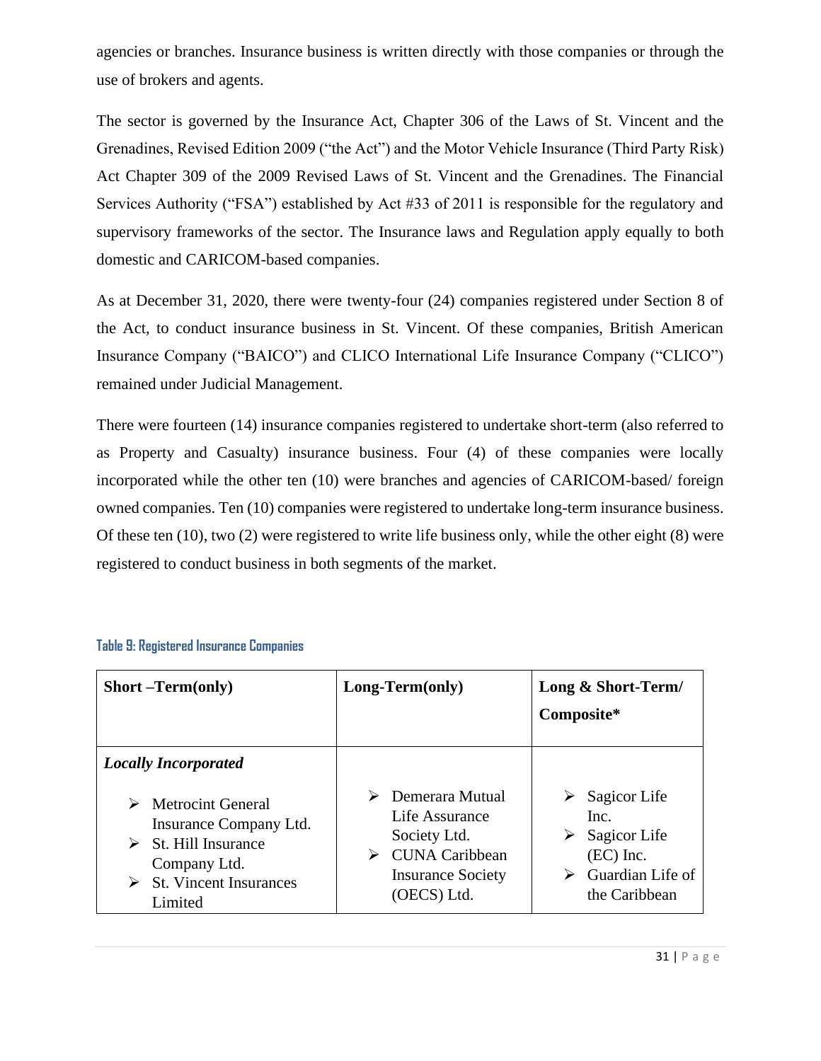agencies or branches. Insurance business is written directly with those companies or through the use of brokers and agents.

The sector is governed by the Insurance Act, Chapter 306 of the Laws of St. Vincent and the Grenadines, Revised Edition 2009 ("the Act") and the Motor Vehicle Insurance (Third Party Risk) Act Chapter 309 of the 2009 Revised Laws of St. Vincent and the Grenadines. The Financial Services Authority ("FSA") established by Act #33 of 2011 is responsible for the regulatory and supervisory frameworks of the sector. The Insurance laws and Regulation apply equally to both domestic and CARICOM-based companies.

As at December 31, 2020, there were twenty-four (24) companies registered under Section 8 of the Act, to conduct insurance business in St. Vincent. Of these companies, British American Insurance Company ("BAICO") and CLICO International Life Insurance Company ("CLICO") remained under Judicial Management.

There were fourteen (14) insurance companies registered to undertake short-term (also referred to as Property and Casualty) insurance business. Four (4) of these companies were locally incorporated while the other ten (10) were branches and agencies of CARICOM-based/ foreign owned companies. Ten (10) companies were registered to undertake long-term insurance business. Of these ten (10), two (2) were registered to write life business only, while the other eight (8) were registered to conduct business in both segments of the market.

**Table 9: Registered Insurance Companies**

| **Short –Term(only)** | **Long-Term(only)** | **Long & Short-Term/ Composite*** |
|---|---|---|
| ***Locally Incorporated*** <br> ➢ Metrocint General Insurance Company Ltd. <br> ➢ St. Hill Insurance Company Ltd. <br> ➢ St. Vincent Insurances Limited | ➢ Demerara Mutual Life Assurance Society Ltd. <br> ➢ CUNA Caribbean Insurance Society (OECS) Ltd. | ➢ Sagicor Life Inc. <br> ➢ Sagicor Life (EC) Inc. <br> ➢ Guardian Life of the Caribbean |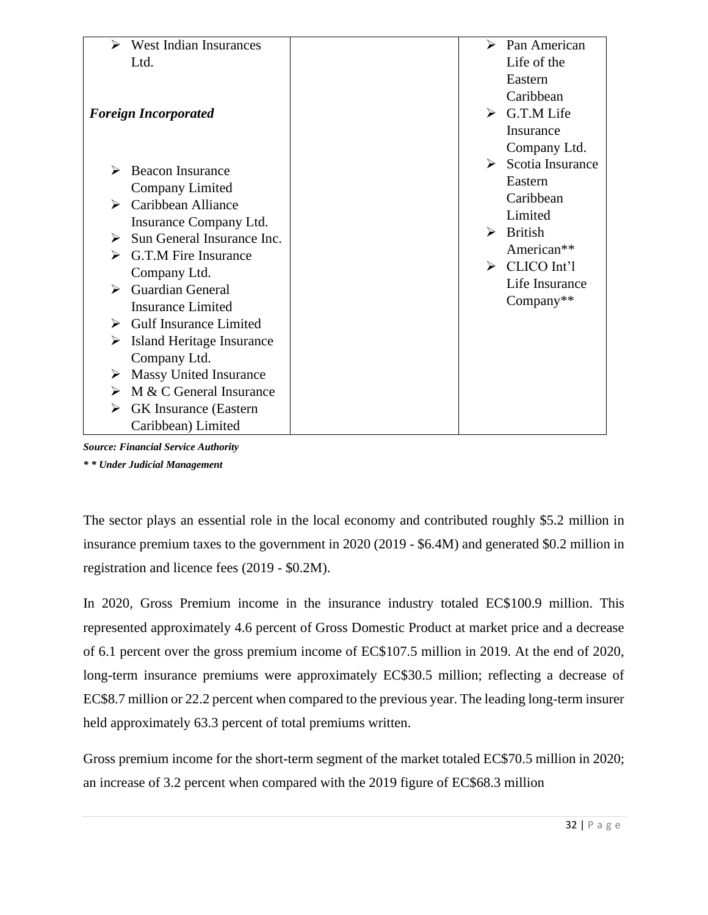| | | |
|---|---|---|
| West Indian Insurances Ltd.<br><br>***Foreign Incorporated***<br><br>- Beacon Insurance Company Limited<br>- Caribbean Alliance Insurance Company Ltd.<br>- Sun General Insurance Inc.<br>- G.T.M Fire Insurance Company Ltd.<br>- Guardian General Insurance Limited<br>- Gulf Insurance Limited<br>- Island Heritage Insurance Company Ltd.<br>- Massy United Insurance<br>- M & C General Insurance<br>- GK Insurance (Eastern Caribbean) Limited | | - Pan American Life of the Eastern Caribbean<br>- G.T.M Life Insurance Company Ltd.<br>- Scotia Insurance Eastern Caribbean Limited<br>- British American**<br>- CLICO Int'l Life Insurance Company** |

***Source: Financial Service Authority***

***\* \* Under Judicial Management***

The sector plays an essential role in the local economy and contributed roughly $5.2 million in insurance premium taxes to the government in 2020 (2019 - $6.4M) and generated $0.2 million in registration and licence fees (2019 - $0.2M).

In 2020, Gross Premium income in the insurance industry totaled EC$100.9 million. This represented approximately 4.6 percent of Gross Domestic Product at market price and a decrease of 6.1 percent over the gross premium income of EC$107.5 million in 2019. At the end of 2020, long-term insurance premiums were approximately EC$30.5 million; reflecting a decrease of EC$8.7 million or 22.2 percent when compared to the previous year. The leading long-term insurer held approximately 63.3 percent of total premiums written.

Gross premium income for the short-term segment of the market totaled EC$70.5 million in 2020; an increase of 3.2 percent when compared with the 2019 figure of EC$68.3 million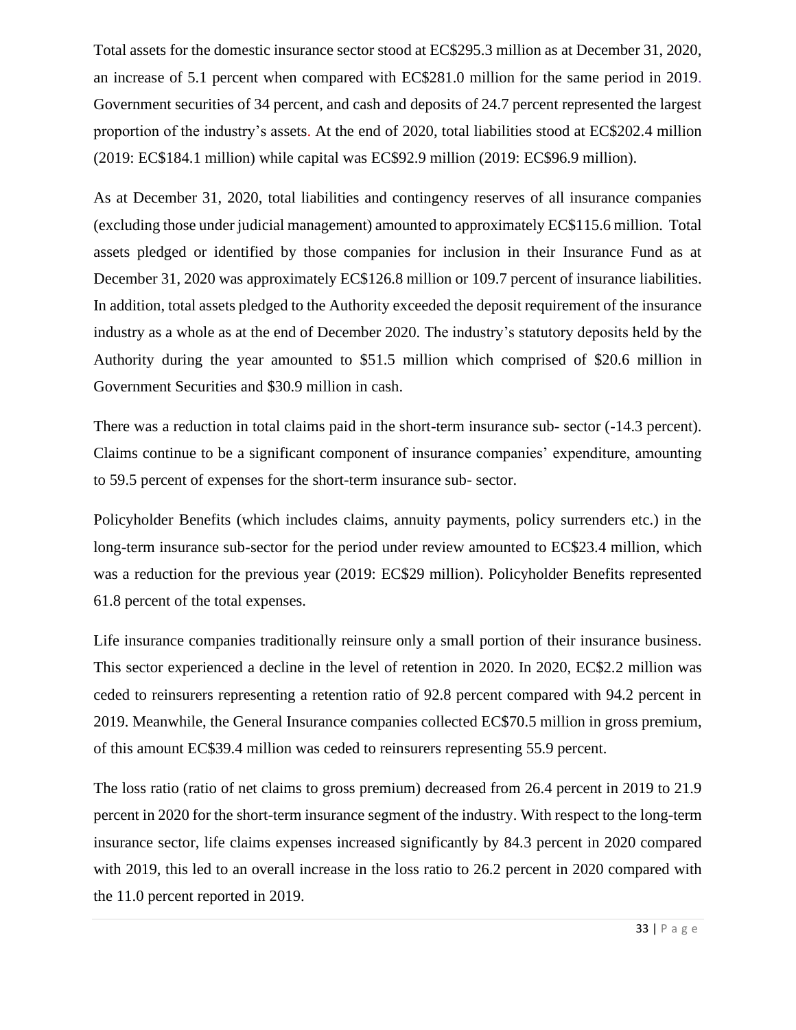Total assets for the domestic insurance sector stood at EC$295.3 million as at December 31, 2020, an increase of 5.1 percent when compared with EC$281.0 million for the same period in 2019. Government securities of 34 percent, and cash and deposits of 24.7 percent represented the largest proportion of the industry's assets. At the end of 2020, total liabilities stood at EC$202.4 million (2019: EC$184.1 million) while capital was EC$92.9 million (2019: EC$96.9 million).

As at December 31, 2020, total liabilities and contingency reserves of all insurance companies (excluding those under judicial management) amounted to approximately EC$115.6 million. Total assets pledged or identified by those companies for inclusion in their Insurance Fund as at December 31, 2020 was approximately EC$126.8 million or 109.7 percent of insurance liabilities. In addition, total assets pledged to the Authority exceeded the deposit requirement of the insurance industry as a whole as at the end of December 2020. The industry's statutory deposits held by the Authority during the year amounted to $51.5 million which comprised of $20.6 million in Government Securities and $30.9 million in cash.

There was a reduction in total claims paid in the short-term insurance sub- sector (-14.3 percent). Claims continue to be a significant component of insurance companies' expenditure, amounting to 59.5 percent of expenses for the short-term insurance sub- sector.

Policyholder Benefits (which includes claims, annuity payments, policy surrenders etc.) in the long-term insurance sub-sector for the period under review amounted to EC$23.4 million, which was a reduction for the previous year (2019: EC$29 million). Policyholder Benefits represented 61.8 percent of the total expenses.

Life insurance companies traditionally reinsure only a small portion of their insurance business. This sector experienced a decline in the level of retention in 2020. In 2020, EC$2.2 million was ceded to reinsurers representing a retention ratio of 92.8 percent compared with 94.2 percent in 2019. Meanwhile, the General Insurance companies collected EC$70.5 million in gross premium, of this amount EC$39.4 million was ceded to reinsurers representing 55.9 percent.

The loss ratio (ratio of net claims to gross premium) decreased from 26.4 percent in 2019 to 21.9 percent in 2020 for the short-term insurance segment of the industry. With respect to the long-term insurance sector, life claims expenses increased significantly by 84.3 percent in 2020 compared with 2019, this led to an overall increase in the loss ratio to 26.2 percent in 2020 compared with the 11.0 percent reported in 2019.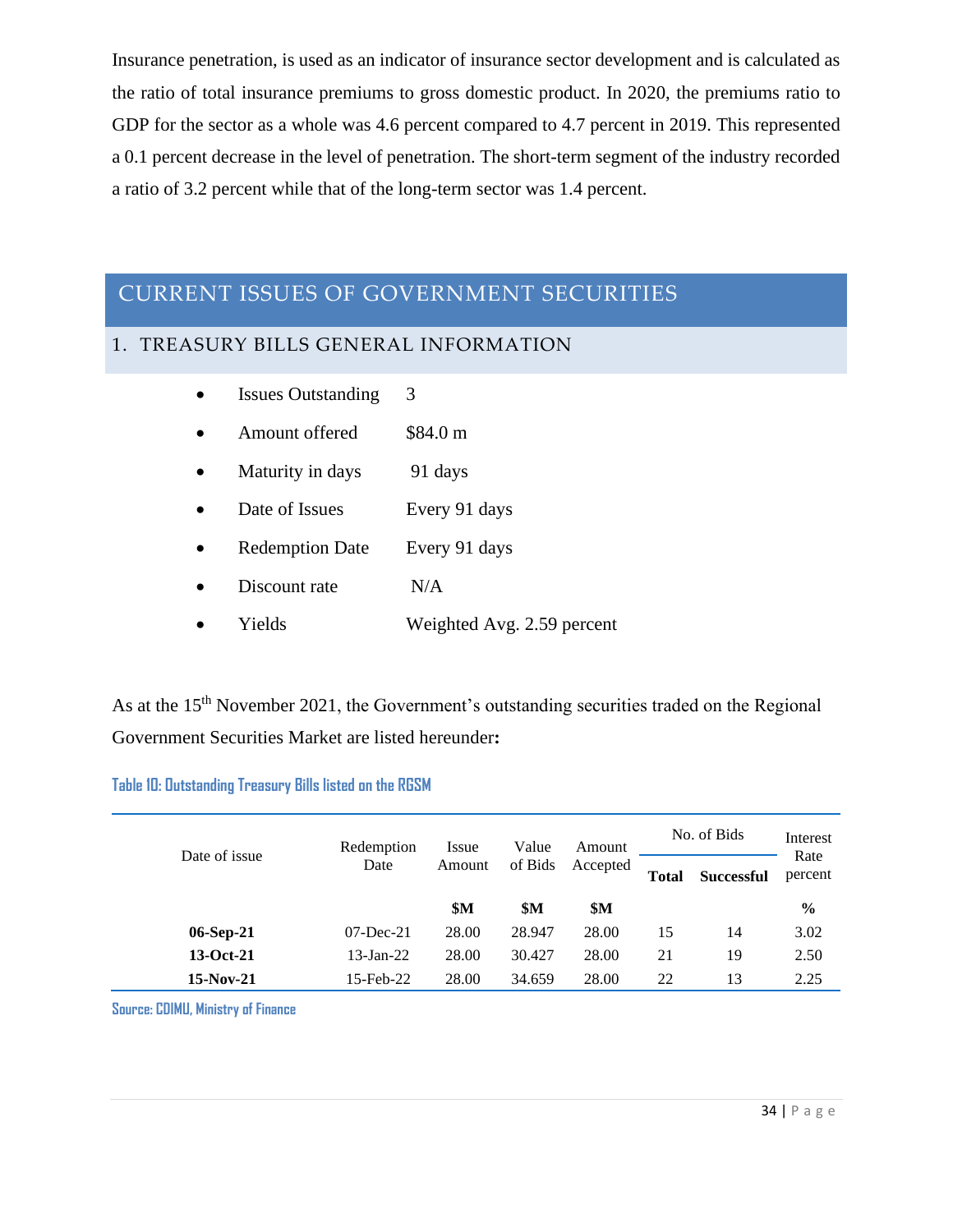Insurance penetration, is used as an indicator of insurance sector development and is calculated as the ratio of total insurance premiums to gross domestic product. In 2020, the premiums ratio to GDP for the sector as a whole was 4.6 percent compared to 4.7 percent in 2019. This represented a 0.1 percent decrease in the level of penetration. The short-term segment of the industry recorded a ratio of 3.2 percent while that of the long-term sector was 1.4 percent.

# CURRENT ISSUES OF GOVERNMENT SECURITIES

## 1. TREASURY BILLS GENERAL INFORMATION

- Issues Outstanding 3
- Amount offered $84.0 m
- Maturity in days 91 days
- Date of Issues Every 91 days
- Redemption Date Every 91 days
- Discount rate N/A
- Yields Weighted Avg. 2.59 percent

As at the 15th November 2021, the Government's outstanding securities traded on the Regional Government Securities Market are listed hereunder**:**

**Table 10: Outstanding Treasury Bills listed on the RGSM**

| Date of issue | Redemption Date | Issue Amount | Value of Bids | Amount Accepted | No. of Bids | | Interest Rate percent |
|---|---|---|---|---|---|---|---|
| | | | | | **Total** | **Successful** | |
| | | **$M** | **$M** | **$M** | | | **%** |
| **06-Sep-21** | 07-Dec-21 | 28.00 | 28.947 | 28.00 | 15 | 14 | 3.02 |
| **13-Oct-21** | 13-Jan-22 | 28.00 | 30.427 | 28.00 | 21 | 19 | 2.50 |
| **15-Nov-21** | 15-Feb-22 | 28.00 | 34.659 | 28.00 | 22 | 13 | 2.25 |

**Source: CDIMU, Ministry of Finance**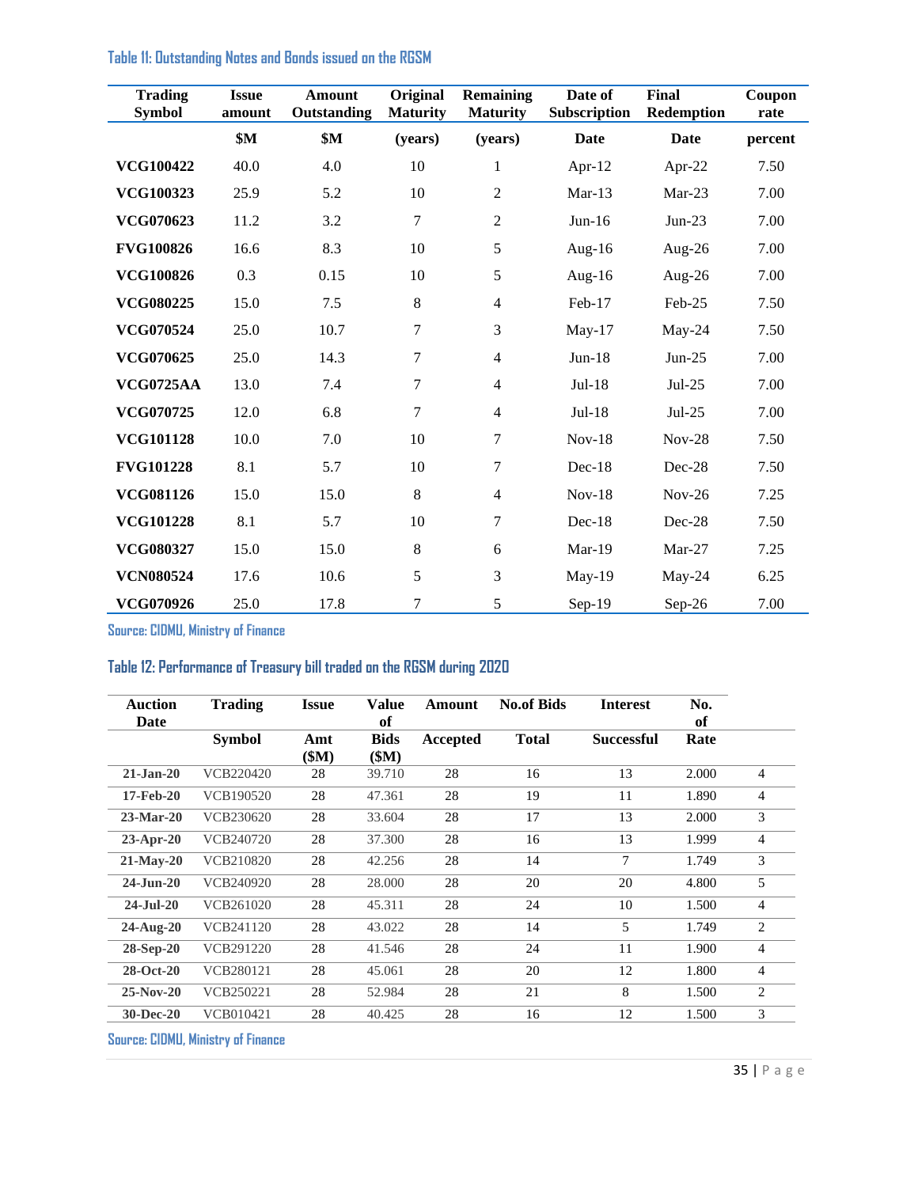### Table 11: Outstanding Notes and Bonds issued on the RGSM

| Trading Symbol | Issue amount | Amount Outstanding | Original Maturity | Remaining Maturity | Date of Subscription | Final Redemption | Coupon rate |
|---|---|---|---|---|---|---|---|
| | $M | $M | (years) | (years) | Date | Date | percent |
| **VCG100422** | 40.0 | 4.0 | 10 | 1 | Apr-12 | Apr-22 | 7.50 |
| **VCG100323** | 25.9 | 5.2 | 10 | 2 | Mar-13 | Mar-23 | 7.00 |
| **VCG070623** | 11.2 | 3.2 | 7 | 2 | Jun-16 | Jun-23 | 7.00 |
| **FVG100826** | 16.6 | 8.3 | 10 | 5 | Aug-16 | Aug-26 | 7.00 |
| **VCG100826** | 0.3 | 0.15 | 10 | 5 | Aug-16 | Aug-26 | 7.00 |
| **VCG080225** | 15.0 | 7.5 | 8 | 4 | Feb-17 | Feb-25 | 7.50 |
| **VCG070524** | 25.0 | 10.7 | 7 | 3 | May-17 | May-24 | 7.50 |
| **VCG070625** | 25.0 | 14.3 | 7 | 4 | Jun-18 | Jun-25 | 7.00 |
| **VCG0725AA** | 13.0 | 7.4 | 7 | 4 | Jul-18 | Jul-25 | 7.00 |
| **VCG070725** | 12.0 | 6.8 | 7 | 4 | Jul-18 | Jul-25 | 7.00 |
| **VCG101128** | 10.0 | 7.0 | 10 | 7 | Nov-18 | Nov-28 | 7.50 |
| **FVG101228** | 8.1 | 5.7 | 10 | 7 | Dec-18 | Dec-28 | 7.50 |
| **VCG081126** | 15.0 | 15.0 | 8 | 4 | Nov-18 | Nov-26 | 7.25 |
| **VCG101228** | 8.1 | 5.7 | 10 | 7 | Dec-18 | Dec-28 | 7.50 |
| **VCG080327** | 15.0 | 15.0 | 8 | 6 | Mar-19 | Mar-27 | 7.25 |
| **VCN080524** | 17.6 | 10.6 | 5 | 3 | May-19 | May-24 | 6.25 |
| **VCG070926** | 25.0 | 17.8 | 7 | 5 | Sep-19 | Sep-26 | 7.00 |

Source: CIDMU, Ministry of Finance

### Table 12: Performance of Treasury bill traded on the RGSM during 2020

| Auction Date | Trading Symbol | Issue Amt ($M) | Value of Bids ($M) | Amount Accepted | No.of Bids Total | Interest Successful | No. of Rate | |
|---|---|---|---|---|---|---|---|---|
| **21-Jan-20** | VCB220420 | 28 | 39.710 | 28 | 16 | 13 | 2.000 | 4 |
| **17-Feb-20** | VCB190520 | 28 | 47.361 | 28 | 19 | 11 | 1.890 | 4 |
| **23-Mar-20** | VCB230620 | 28 | 33.604 | 28 | 17 | 13 | 2.000 | 3 |
| **23-Apr-20** | VCB240720 | 28 | 37.300 | 28 | 16 | 13 | 1.999 | 4 |
| **21-May-20** | VCB210820 | 28 | 42.256 | 28 | 14 | 7 | 1.749 | 3 |
| **24-Jun-20** | VCB240920 | 28 | 28.000 | 28 | 20 | 20 | 4.800 | 5 |
| **24-Jul-20** | VCB261020 | 28 | 45.311 | 28 | 24 | 10 | 1.500 | 4 |
| **24-Aug-20** | VCB241120 | 28 | 43.022 | 28 | 14 | 5 | 1.749 | 2 |
| **28-Sep-20** | VCB291220 | 28 | 41.546 | 28 | 24 | 11 | 1.900 | 4 |
| **28-Oct-20** | VCB280121 | 28 | 45.061 | 28 | 20 | 12 | 1.800 | 4 |
| **25-Nov-20** | VCB250221 | 28 | 52.984 | 28 | 21 | 8 | 1.500 | 2 |
| **30-Dec-20** | VCB010421 | 28 | 40.425 | 28 | 16 | 12 | 1.500 | 3 |

Source: CIDMU, Ministry of Finance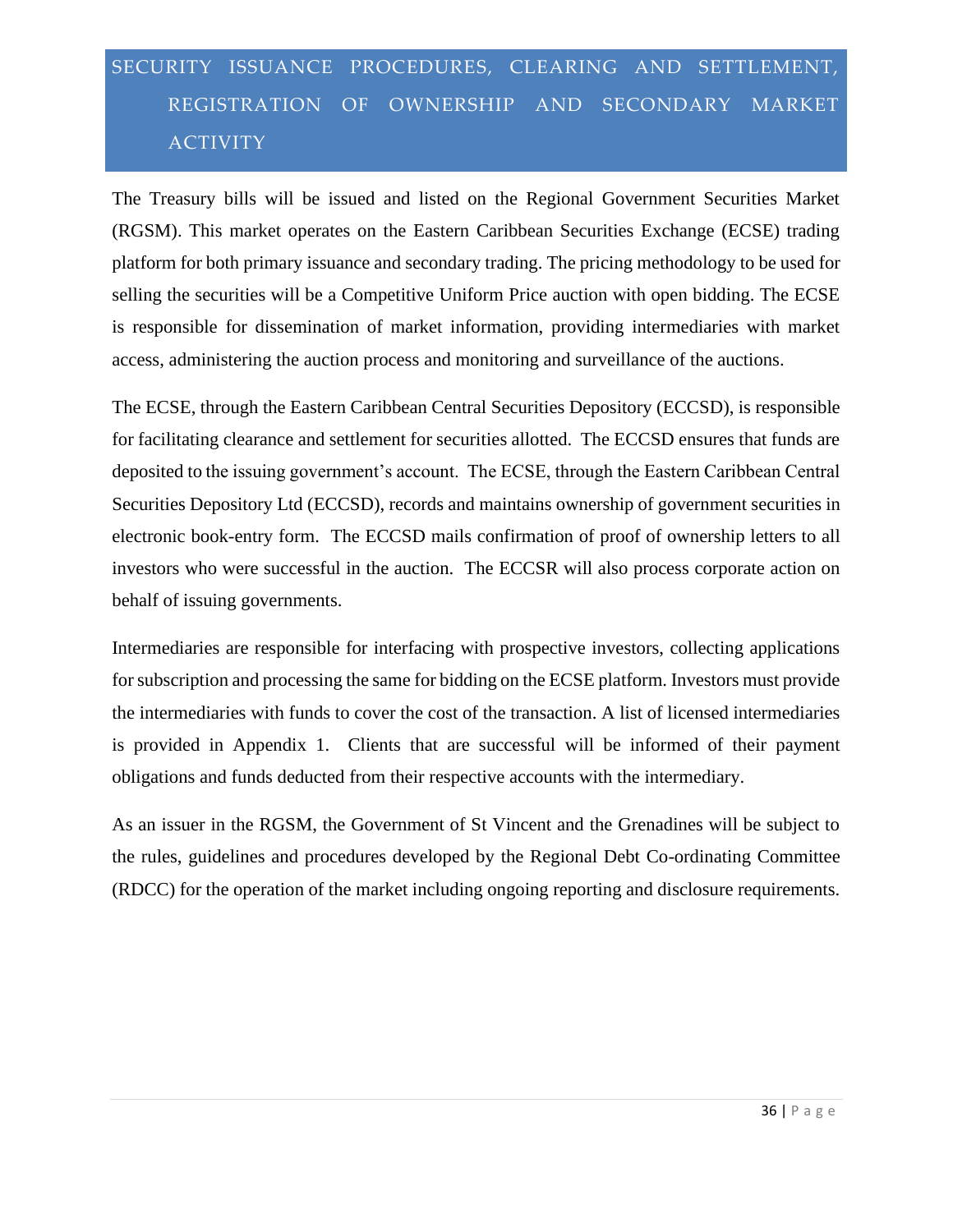## SECURITY ISSUANCE PROCEDURES, CLEARING AND SETTLEMENT, REGISTRATION OF OWNERSHIP AND SECONDARY MARKET ACTIVITY

The Treasury bills will be issued and listed on the Regional Government Securities Market (RGSM). This market operates on the Eastern Caribbean Securities Exchange (ECSE) trading platform for both primary issuance and secondary trading. The pricing methodology to be used for selling the securities will be a Competitive Uniform Price auction with open bidding. The ECSE is responsible for dissemination of market information, providing intermediaries with market access, administering the auction process and monitoring and surveillance of the auctions.

The ECSE, through the Eastern Caribbean Central Securities Depository (ECCSD), is responsible for facilitating clearance and settlement for securities allotted. The ECCSD ensures that funds are deposited to the issuing government's account. The ECSE, through the Eastern Caribbean Central Securities Depository Ltd (ECCSD), records and maintains ownership of government securities in electronic book-entry form. The ECCSD mails confirmation of proof of ownership letters to all investors who were successful in the auction. The ECCSR will also process corporate action on behalf of issuing governments.

Intermediaries are responsible for interfacing with prospective investors, collecting applications for subscription and processing the same for bidding on the ECSE platform. Investors must provide the intermediaries with funds to cover the cost of the transaction. A list of licensed intermediaries is provided in Appendix 1. Clients that are successful will be informed of their payment obligations and funds deducted from their respective accounts with the intermediary.

As an issuer in the RGSM, the Government of St Vincent and the Grenadines will be subject to the rules, guidelines and procedures developed by the Regional Debt Co-ordinating Committee (RDCC) for the operation of the market including ongoing reporting and disclosure requirements.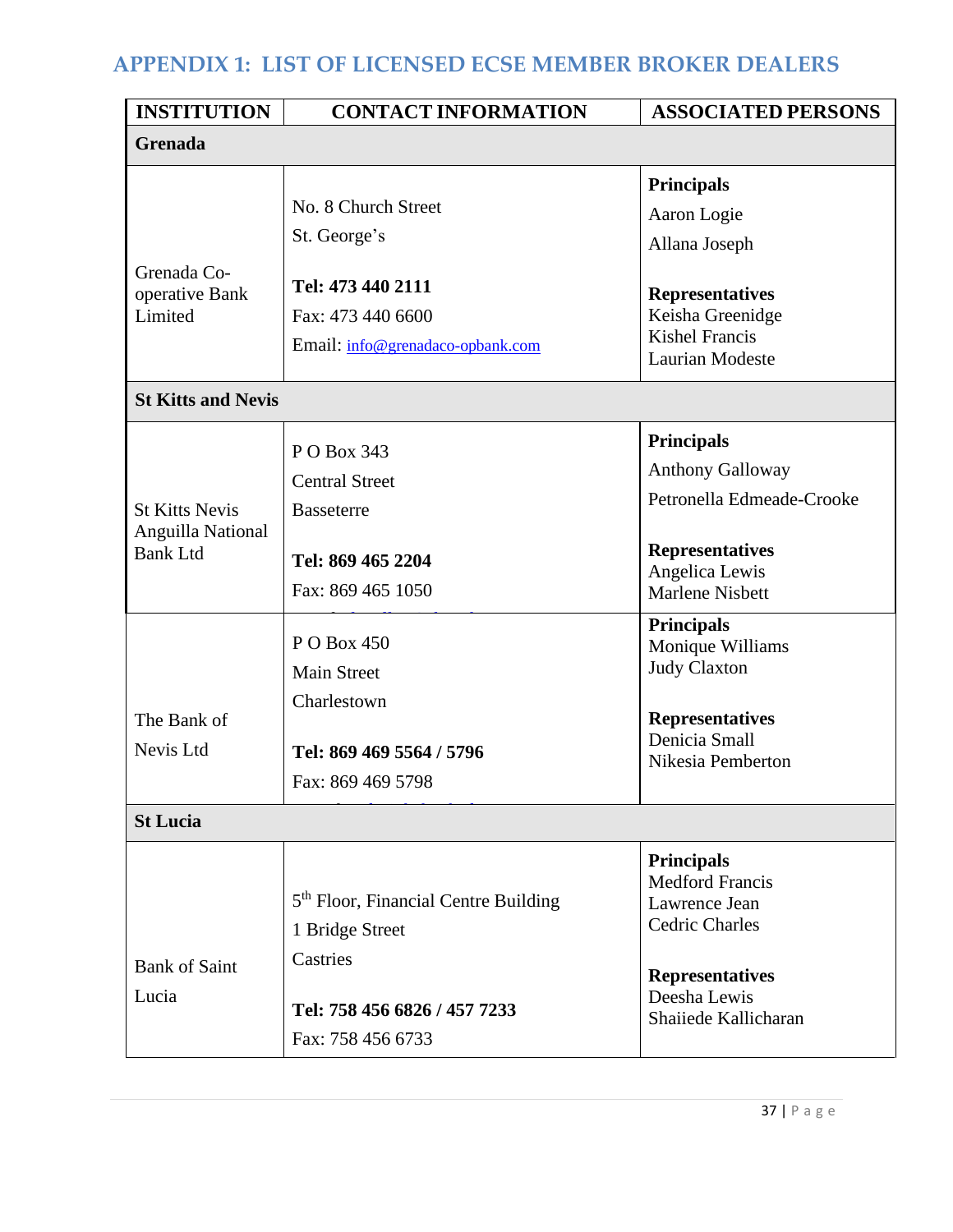## APPENDIX 1: LIST OF LICENSED ECSE MEMBER BROKER DEALERS

| INSTITUTION | CONTACT INFORMATION | ASSOCIATED PERSONS |
|---|---|---|
| **Grenada** | | |
| Grenada Co-operative Bank Limited | No. 8 Church Street<br>St. George's<br><br>**Tel: 473 440 2111**<br>Fax: 473 440 6600<br>Email: info@grenadaco-opbank.com | **Principals**<br>Aaron Logie<br>Allana Joseph<br><br>**Representatives**<br>Keisha Greenidge<br>Kishel Francis<br>Laurian Modeste |
| **St Kitts and Nevis** | | |
| St Kitts Nevis Anguilla National Bank Ltd | P O Box 343<br>Central Street<br>Basseterre<br><br>**Tel: 869 465 2204**<br>Fax: 869 465 1050 | **Principals**<br>Anthony Galloway<br>Petronella Edmeade-Crooke<br><br>**Representatives**<br>Angelica Lewis<br>Marlene Nisbett |
| The Bank of Nevis Ltd | P O Box 450<br>Main Street<br>Charlestown<br><br>**Tel: 869 469 5564 / 5796**<br>Fax: 869 469 5798 | **Principals**<br>Monique Williams<br>Judy Claxton<br><br>**Representatives**<br>Denicia Small<br>Nikesia Pemberton |
| **St Lucia** | | |
| Bank of Saint Lucia | 5th Floor, Financial Centre Building<br>1 Bridge Street<br>Castries<br><br>**Tel: 758 456 6826 / 457 7233**<br>Fax: 758 456 6733 | **Principals**<br>Medford Francis<br>Lawrence Jean<br>Cedric Charles<br><br>**Representatives**<br>Deesha Lewis<br>Shaiiede Kallicharan |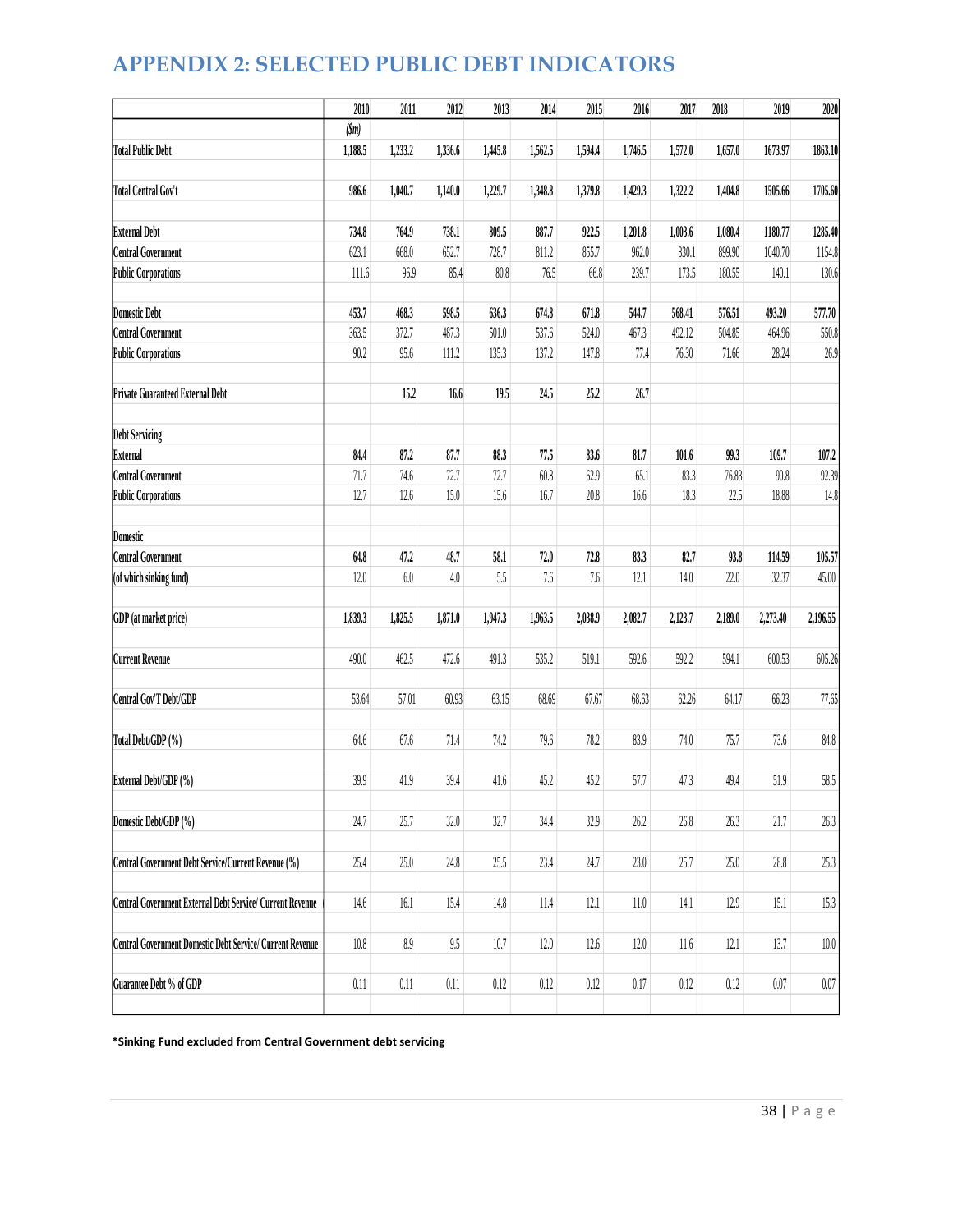# APPENDIX 2: SELECTED PUBLIC DEBT INDICATORS

| | 2010 | 2011 | 2012 | 2013 | 2014 | 2015 | 2016 | 2017 | 2018 | 2019 | 2020 |
|---|---|---|---|---|---|---|---|---|---|---|---|
| | ($m) | | | | | | | | | | |
| **Total Public Debt** | **1,188.5** | **1,233.2** | **1,336.6** | **1,445.8** | **1,562.5** | **1,594.4** | **1,746.5** | **1,572.0** | **1,657.0** | **1673.97** | **1863.10** |
| **Total Central Gov't** | **986.6** | **1,040.7** | **1,140.0** | **1,229.7** | **1,348.8** | **1,379.8** | **1,429.3** | **1,322.2** | **1,404.8** | **1505.66** | **1705.60** |
| **External Debt** | **734.8** | **764.9** | **738.1** | **809.5** | **887.7** | **922.5** | **1,201.8** | **1,003.6** | **1,080.4** | **1180.77** | **1285.40** |
| Central Government | 623.1 | 668.0 | 652.7 | 728.7 | 811.2 | 855.7 | 962.0 | 830.1 | 899.90 | 1040.70 | 1154.8 |
| Public Corporations | 111.6 | 96.9 | 85.4 | 80.8 | 76.5 | 66.8 | 239.7 | 173.5 | 180.55 | 140.1 | 130.6 |
| **Domestic Debt** | **453.7** | **468.3** | **598.5** | **636.3** | **674.8** | **671.8** | **544.7** | **568.41** | **576.51** | **493.20** | **577.70** |
| Central Government | 363.5 | 372.7 | 487.3 | 501.0 | 537.6 | 524.0 | 467.3 | 492.12 | 504.85 | 464.96 | 550.8 |
| Public Corporations | 90.2 | 95.6 | 111.2 | 135.3 | 137.2 | 147.8 | 77.4 | 76.30 | 71.66 | 28.24 | 26.9 |
| **Private Guaranteed External Debt** | | **15.2** | **16.6** | **19.5** | **24.5** | **25.2** | **26.7** | | | | |
| **Debt Servicing** | | | | | | | | | | | |
| **External** | **84.4** | **87.2** | **87.7** | **88.3** | **77.5** | **83.6** | **81.7** | **101.6** | **99.3** | **109.7** | **107.2** |
| Central Government | 71.7 | 74.6 | 72.7 | 72.7 | 60.8 | 62.9 | 65.1 | 83.3 | 76.83 | 90.8 | 92.39 |
| Public Corporations | 12.7 | 12.6 | 15.0 | 15.6 | 16.7 | 20.8 | 16.6 | 18.3 | 22.5 | 18.88 | 14.8 |
| **Domestic** | | | | | | | | | | | |
| Central Government | **64.8** | **47.2** | **48.7** | **58.1** | **72.0** | **72.8** | **83.3** | **82.7** | **93.8** | **114.59** | **105.57** |
| (of which sinking fund) | 12.0 | 6.0 | 4.0 | 5.5 | 7.6 | 7.6 | 12.1 | 14.0 | 22.0 | 32.37 | 45.00 |
| GDP (at market price) | **1,839.3** | **1,825.5** | **1,871.0** | **1,947.3** | **1,963.5** | **2,038.9** | **2,082.7** | **2,123.7** | **2,189.0** | **2,273.40** | **2,196.55** |
| Current Revenue | 490.0 | 462.5 | 472.6 | 491.3 | 535.2 | 519.1 | 592.6 | 592.2 | 594.1 | 600.53 | 605.26 |
| Central Gov'T Debt/GDP | 53.64 | 57.01 | 60.93 | 63.15 | 68.69 | 67.67 | 68.63 | 62.26 | 64.17 | 66.23 | 77.65 |
| Total Debt/GDP (%) | 64.6 | 67.6 | 71.4 | 74.2 | 79.6 | 78.2 | 83.9 | 74.0 | 75.7 | 73.6 | 84.8 |
| External Debt/GDP (%) | 39.9 | 41.9 | 39.4 | 41.6 | 45.2 | 45.2 | 57.7 | 47.3 | 49.4 | 51.9 | 58.5 |
| Domestic Debt/GDP (%) | 24.7 | 25.7 | 32.0 | 32.7 | 34.4 | 32.9 | 26.2 | 26.8 | 26.3 | 21.7 | 26.3 |
| Central Government Debt Service/Current Revenue (%) | 25.4 | 25.0 | 24.8 | 25.5 | 23.4 | 24.7 | 23.0 | 25.7 | 25.0 | 28.8 | 25.3 |
| Central Government External Debt Service/ Current Revenue | 14.6 | 16.1 | 15.4 | 14.8 | 11.4 | 12.1 | 11.0 | 14.1 | 12.9 | 15.1 | 15.3 |
| Central Government Domestic Debt Service/ Current Revenue | 10.8 | 8.9 | 9.5 | 10.7 | 12.0 | 12.6 | 12.0 | 11.6 | 12.1 | 13.7 | 10.0 |
| Guarantee Debt % of GDP | 0.11 | 0.11 | 0.11 | 0.12 | 0.12 | 0.12 | 0.17 | 0.12 | 0.12 | 0.07 | 0.07 |

**\*Sinking Fund excluded from Central Government debt servicing**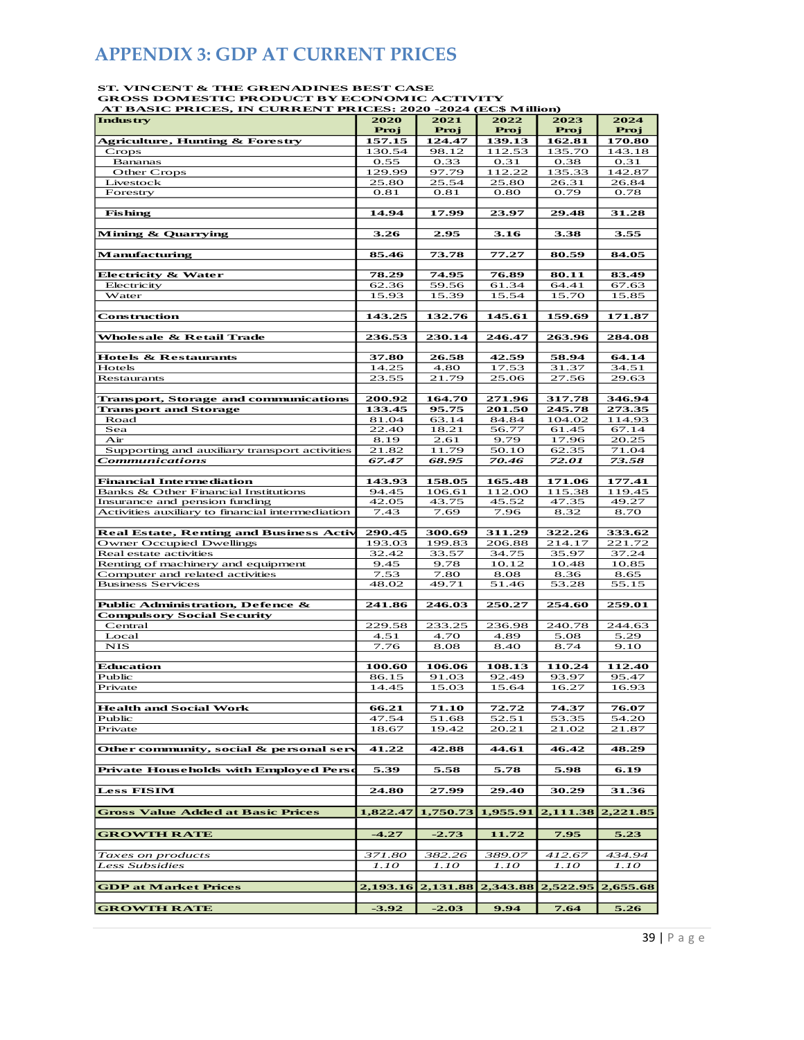# APPENDIX 3: GDP AT CURRENT PRICES

**ST. VINCENT & THE GRENADINES BEST CASE**
**GROSS DOMESTIC PRODUCT BY ECONOMIC ACTIVITY**
**AT BASIC PRICES, IN CURRENT PRICES: 2020 -2024 (EC$ Million)**

| Industry | 2020 Proj | 2021 Proj | 2022 Proj | 2023 Proj | 2024 Proj |
|---|---|---|---|---|---|
| **Agriculture, Hunting & Forestry** | **157.15** | **124.47** | **139.13** | **162.81** | **170.80** |
| Crops | 130.54 | 98.12 | 112.53 | 135.70 | 143.18 |
| Bananas | 0.55 | 0.33 | 0.31 | 0.38 | 0.31 |
| Other Crops | 129.99 | 97.79 | 112.22 | 135.33 | 142.87 |
| Livestock | 25.80 | 25.54 | 25.80 | 26.31 | 26.84 |
| Forestry | 0.81 | 0.81 | 0.80 | 0.79 | 0.78 |
| | | | | | |
| **Fishing** | **14.94** | **17.99** | **23.97** | **29.48** | **31.28** |
| | | | | | |
| **Mining & Quarrying** | **3.26** | **2.95** | **3.16** | **3.38** | **3.55** |
| | | | | | |
| **Manufacturing** | **85.46** | **73.78** | **77.27** | **80.59** | **84.05** |
| | | | | | |
| **Electricity & Water** | **78.29** | **74.95** | **76.89** | **80.11** | **83.49** |
| Electricity | 62.36 | 59.56 | 61.34 | 64.41 | 67.63 |
| Water | 15.93 | 15.39 | 15.54 | 15.70 | 15.85 |
| | | | | | |
| **Construction** | **143.25** | **132.76** | **145.61** | **159.69** | **171.87** |
| | | | | | |
| **Wholesale & Retail Trade** | **236.53** | **230.14** | **246.47** | **263.96** | **284.08** |
| | | | | | |
| **Hotels & Restaurants** | **37.80** | **26.58** | **42.59** | **58.94** | **64.14** |
| Hotels | 14.25 | 4.80 | 17.53 | 31.37 | 34.51 |
| Restaurants | 23.55 | 21.79 | 25.06 | 27.56 | 29.63 |
| | | | | | |
| **Transport, Storage and communications** | **200.92** | **164.70** | **271.96** | **317.78** | **346.94** |
| **Transport and Storage** | **133.45** | **95.75** | **201.50** | **245.78** | **273.35** |
| Road | 81.04 | 63.14 | 84.84 | 104.02 | 114.93 |
| Sea | 22.40 | 18.21 | 56.77 | 61.45 | 67.14 |
| Air | 8.19 | 2.61 | 9.79 | 17.96 | 20.25 |
| Supporting and auxiliary transport activities | 21.82 | 11.79 | 50.10 | 62.35 | 71.04 |
| ***Communications*** | ***67.47*** | ***68.95*** | ***70.46*** | ***72.01*** | ***73.58*** |
| | | | | | |
| **Financial Intermediation** | **143.93** | **158.05** | **165.48** | **171.06** | **177.41** |
| Banks & Other Financial Institutions | 94.45 | 106.61 | 112.00 | 115.38 | 119.45 |
| Insurance and pension funding | 42.05 | 43.75 | 45.52 | 47.35 | 49.27 |
| Activities auxiliary to financial intermediation | 7.43 | 7.69 | 7.96 | 8.32 | 8.70 |
| | | | | | |
| **Real Estate, Renting and Business Activ** | **290.45** | **300.69** | **311.29** | **322.26** | **333.62** |
| Owner Occupied Dwellings | 193.03 | 199.83 | 206.88 | 214.17 | 221.72 |
| Real estate activities | 32.42 | 33.57 | 34.75 | 35.97 | 37.24 |
| Renting of machinery and equipment | 9.45 | 9.78 | 10.12 | 10.48 | 10.85 |
| Computer and related activities | 7.53 | 7.80 | 8.08 | 8.36 | 8.65 |
| Business Services | 48.02 | 49.71 | 51.46 | 53.28 | 55.15 |
| | | | | | |
| **Public Administration, Defence & Compulsory Social Security** | **241.86** | **246.03** | **250.27** | **254.60** | **259.01** |
| Central | 229.58 | 233.25 | 236.98 | 240.78 | 244.63 |
| Local | 4.51 | 4.70 | 4.89 | 5.08 | 5.29 |
| NIS | 7.76 | 8.08 | 8.40 | 8.74 | 9.10 |
| | | | | | |
| **Education** | **100.60** | **106.06** | **108.13** | **110.24** | **112.40** |
| Public | 86.15 | 91.03 | 92.49 | 93.97 | 95.47 |
| Private | 14.45 | 15.03 | 15.64 | 16.27 | 16.93 |
| | | | | | |
| **Health and Social Work** | **66.21** | **71.10** | **72.72** | **74.37** | **76.07** |
| Public | 47.54 | 51.68 | 52.51 | 53.35 | 54.20 |
| Private | 18.67 | 19.42 | 20.21 | 21.02 | 21.87 |
| | | | | | |
| **Other community, social & personal serv** | **41.22** | **42.88** | **44.61** | **46.42** | **48.29** |
| | | | | | |
| **Private Households with Employed Perso** | **5.39** | **5.58** | **5.78** | **5.98** | **6.19** |
| | | | | | |
| **Less FISIM** | **24.80** | **27.99** | **29.40** | **30.29** | **31.36** |
| | | | | | |
| **Gross Value Added at Basic Prices** | **1,822.47** | **1,750.73** | **1,955.91** | **2,111.38** | **2,221.85** |
| | | | | | |
| **GROWTH RATE** | **-4.27** | **-2.73** | **11.72** | **7.95** | **5.23** |
| | | | | | |
| *Taxes on products* | *371.80* | *382.26* | *389.07* | *412.67* | *434.94* |
| *Less Subsidies* | *1.10* | *1.10* | *1.10* | *1.10* | *1.10* |
| | | | | | |
| **GDP at Market Prices** | **2,193.16** | **2,131.88** | **2,343.88** | **2,522.95** | **2,655.68** |
| | | | | | |
| **GROWTH RATE** | **-3.92** | **-2.03** | **9.94** | **7.64** | **5.26** |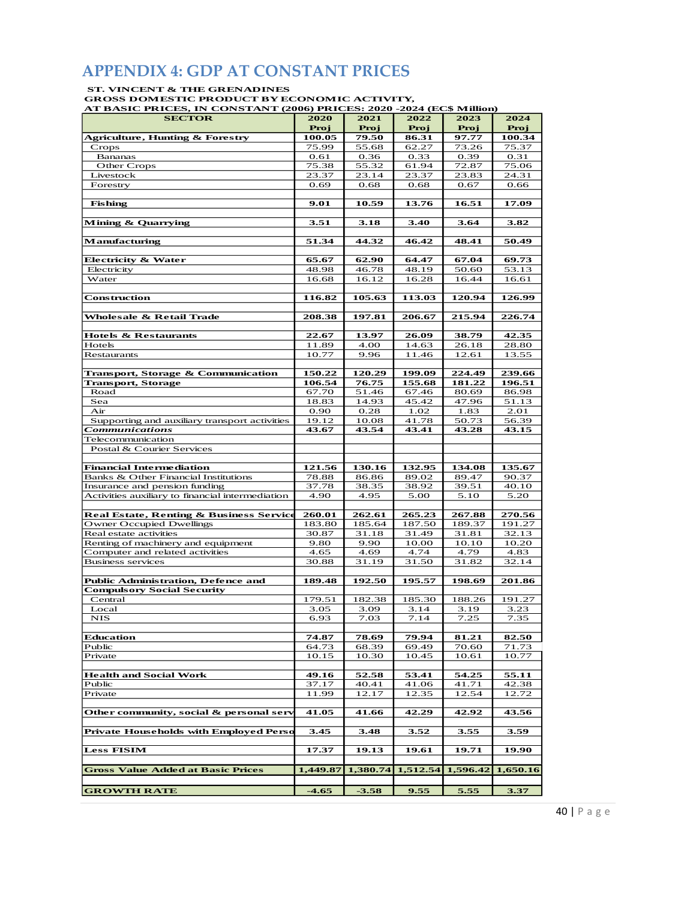# APPENDIX 4: GDP AT CONSTANT PRICES

**ST. VINCENT & THE GRENADINES**
**GROSS DOMESTIC PRODUCT BY ECONOMIC ACTIVITY,**
**AT BASIC PRICES, IN CONSTANT (2006) PRICES: 2020 -2024 (EC$ Million)**

| SECTOR | 2020 Proj | 2021 Proj | 2022 Proj | 2023 Proj | 2024 Proj |
|---|---|---|---|---|---|
| **Agriculture, Hunting & Forestry** | **100.05** | **79.50** | **86.31** | **97.77** | **100.34** |
| Crops | 75.99 | 55.68 | 62.27 | 73.26 | 75.37 |
| Bananas | 0.61 | 0.36 | 0.33 | 0.39 | 0.31 |
| Other Crops | 75.38 | 55.32 | 61.94 | 72.87 | 75.06 |
| Livestock | 23.37 | 23.14 | 23.37 | 23.83 | 24.31 |
| Forestry | 0.69 | 0.68 | 0.68 | 0.67 | 0.66 |
| | | | | | |
| **Fishing** | **9.01** | **10.59** | **13.76** | **16.51** | **17.09** |
| | | | | | |
| **Mining & Quarrying** | **3.51** | **3.18** | **3.40** | **3.64** | **3.82** |
| | | | | | |
| **Manufacturing** | **51.34** | **44.32** | **46.42** | **48.41** | **50.49** |
| | | | | | |
| **Electricity & Water** | **65.67** | **62.90** | **64.47** | **67.04** | **69.73** |
| Electricity | 48.98 | 46.78 | 48.19 | 50.60 | 53.13 |
| Water | 16.68 | 16.12 | 16.28 | 16.44 | 16.61 |
| | | | | | |
| **Construction** | **116.82** | **105.63** | **113.03** | **120.94** | **126.99** |
| | | | | | |
| **Wholesale & Retail Trade** | **208.38** | **197.81** | **206.67** | **215.94** | **226.74** |
| | | | | | |
| **Hotels & Restaurants** | **22.67** | **13.97** | **26.09** | **38.79** | **42.35** |
| Hotels | 11.89 | 4.00 | 14.63 | 26.18 | 28.80 |
| Restaurants | 10.77 | 9.96 | 11.46 | 12.61 | 13.55 |
| | | | | | |
| **Transport, Storage & Communication** | **150.22** | **120.29** | **199.09** | **224.49** | **239.66** |
| **Transport, Storage** | **106.54** | **76.75** | **155.68** | **181.22** | **196.51** |
| Road | 67.70 | 51.46 | 67.46 | 80.69 | 86.98 |
| Sea | 18.83 | 14.93 | 45.42 | 47.96 | 51.13 |
| Air | 0.90 | 0.28 | 1.02 | 1.83 | 2.01 |
| Supporting and auxiliary transport activities | 19.12 | 10.08 | 41.78 | 50.73 | 56.39 |
| ***Communications*** | **43.67** | **43.54** | **43.41** | **43.28** | **43.15** |
| Telecommunication | | | | | |
| Postal & Courier Services | | | | | |
| | | | | | |
| **Financial Intermediation** | **121.56** | **130.16** | **132.95** | **134.08** | **135.67** |
| Banks & Other Financial Institutions | 78.88 | 86.86 | 89.02 | 89.47 | 90.37 |
| Insurance and pension funding | 37.78 | 38.35 | 38.92 | 39.51 | 40.10 |
| Activities auxiliary to financial intermediation | 4.90 | 4.95 | 5.00 | 5.10 | 5.20 |
| | | | | | |
| **Real Estate, Renting & Business Service** | **260.01** | **262.61** | **265.23** | **267.88** | **270.56** |
| Owner Occupied Dwellings | 183.80 | 185.64 | 187.50 | 189.37 | 191.27 |
| Real estate activities | 30.87 | 31.18 | 31.49 | 31.81 | 32.13 |
| Renting of machinery and equipment | 9.80 | 9.90 | 10.00 | 10.10 | 10.20 |
| Computer and related activities | 4.65 | 4.69 | 4.74 | 4.79 | 4.83 |
| Business services | 30.88 | 31.19 | 31.50 | 31.82 | 32.14 |
| | | | | | |
| **Public Administration, Defence and Compulsory Social Security** | **189.48** | **192.50** | **195.57** | **198.69** | **201.86** |
| Central | 179.51 | 182.38 | 185.30 | 188.26 | 191.27 |
| Local | 3.05 | 3.09 | 3.14 | 3.19 | 3.23 |
| NIS | 6.93 | 7.03 | 7.14 | 7.25 | 7.35 |
| | | | | | |
| **Education** | **74.87** | **78.69** | **79.94** | **81.21** | **82.50** |
| Public | 64.73 | 68.39 | 69.49 | 70.60 | 71.73 |
| Private | 10.15 | 10.30 | 10.45 | 10.61 | 10.77 |
| | | | | | |
| **Health and Social Work** | **49.16** | **52.58** | **53.41** | **54.25** | **55.11** |
| Public | 37.17 | 40.41 | 41.06 | 41.71 | 42.38 |
| Private | 11.99 | 12.17 | 12.35 | 12.54 | 12.72 |
| | | | | | |
| **Other community, social & personal serv** | **41.05** | **41.66** | **42.29** | **42.92** | **43.56** |
| | | | | | |
| **Private Households with Employed Perso** | **3.45** | **3.48** | **3.52** | **3.55** | **3.59** |
| | | | | | |
| **Less FISIM** | **17.37** | **19.13** | **19.61** | **19.71** | **19.90** |
| | | | | | |
| **Gross Value Added at Basic Prices** | **1,449.87** | **1,380.74** | **1,512.54** | **1,596.42** | **1,650.16** |
| | | | | | |
| **GROWTH RATE** | **-4.65** | **-3.58** | **9.55** | **5.55** | **3.37** |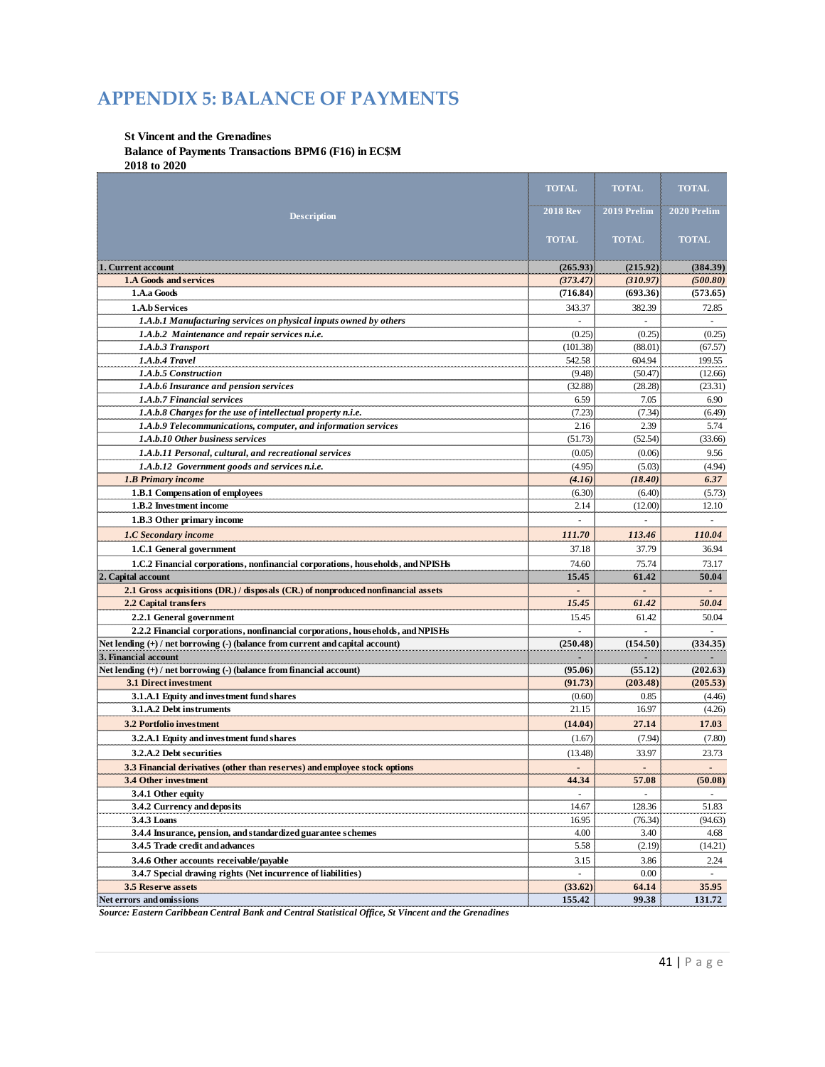# APPENDIX 5: BALANCE OF PAYMENTS

**St Vincent and the Grenadines**
**Balance of Payments Transactions BPM6 (F16) in EC$M**
**2018 to 2020**

| Description | TOTAL 2018 Rev TOTAL | TOTAL 2019 Prelim TOTAL | TOTAL 2020 Prelim TOTAL |
|---|---|---|---|
| **1. Current account** | **(265.93)** | **(215.92)** | **(384.39)** |
| **1.A Goods and services** | ***(373.47)*** | ***(310.97)*** | ***(500.80)*** |
| **1.A.a Goods** | **(716.84)** | **(693.36)** | **(573.65)** |
| **1.A.b Services** | 343.37 | 382.39 | 72.85 |
| ***1.A.b.1 Manufacturing services on physical inputs owned by others*** | - | - | - |
| ***1.A.b.2 Maintenance and repair services n.i.e.*** | (0.25) | (0.25) | (0.25) |
| ***1.A.b.3 Transport*** | (101.38) | (88.01) | (67.57) |
| ***1.A.b.4 Travel*** | 542.58 | 604.94 | 199.55 |
| ***1.A.b.5 Construction*** | (9.48) | (50.47) | (12.66) |
| ***1.A.b.6 Insurance and pension services*** | (32.88) | (28.28) | (23.31) |
| ***1.A.b.7 Financial services*** | 6.59 | 7.05 | 6.90 |
| ***1.A.b.8 Charges for the use of intellectual property n.i.e.*** | (7.23) | (7.34) | (6.49) |
| ***1.A.b.9 Telecommunications, computer, and information services*** | 2.16 | 2.39 | 5.74 |
| ***1.A.b.10 Other business services*** | (51.73) | (52.54) | (33.66) |
| ***1.A.b.11 Personal, cultural, and recreational services*** | (0.05) | (0.06) | 9.56 |
| ***1.A.b.12 Government goods and services n.i.e.*** | (4.95) | (5.03) | (4.94) |
| ***1.B Primary income*** | ***(4.16)*** | ***(18.40)*** | ***6.37*** |
| **1.B.1 Compensation of employees** | (6.30) | (6.40) | (5.73) |
| **1.B.2 Investment income** | 2.14 | (12.00) | 12.10 |
| **1.B.3 Other primary income** | - | - | - |
| ***1.C Secondary income*** | ***111.70*** | ***113.46*** | ***110.04*** |
| **1.C.1 General government** | 37.18 | 37.79 | 36.94 |
| **1.C.2 Financial corporations, nonfinancial corporations, households, and NPISHs** | 74.60 | 75.74 | 73.17 |
| **2. Capital account** | **15.45** | **61.42** | **50.04** |
| **2.1 Gross acquisitions (DR.) / disposals (CR.) of nonproduced nonfinancial assets** | - | - | - |
| **2.2 Capital transfers** | ***15.45*** | ***61.42*** | ***50.04*** |
| **2.2.1 General government** | 15.45 | 61.42 | 50.04 |
| **2.2.2 Financial corporations, nonfinancial corporations, households, and NPISHs** | - | - | - |
| **Net lending (+) / net borrowing (-) (balance from current and capital account)** | **(250.48)** | **(154.50)** | **(334.35)** |
| **3. Financial account** | - | - | - |
| **Net lending (+) / net borrowing (-) (balance from financial account)** | **(95.06)** | **(55.12)** | **(202.63)** |
| **3.1 Direct investment** | **(91.73)** | **(203.48)** | **(205.53)** |
| **3.1.A.1 Equity and investment fund shares** | (0.60) | 0.85 | (4.46) |
| **3.1.A.2 Debt instruments** | 21.15 | 16.97 | (4.26) |
| **3.2 Portfolio investment** | **(14.04)** | **27.14** | **17.03** |
| **3.2.A.1 Equity and investment fund shares** | (1.67) | (7.94) | (7.80) |
| **3.2.A.2 Debt securities** | (13.48) | 33.97 | 23.73 |
| **3.3 Financial derivatives (other than reserves) and employee stock options** | - | - | - |
| **3.4 Other investment** | **44.34** | **57.08** | **(50.08)** |
| **3.4.1 Other equity** | - | - | - |
| **3.4.2 Currency and deposits** | 14.67 | 128.36 | 51.83 |
| **3.4.3 Loans** | 16.95 | (76.34) | (94.63) |
| **3.4.4 Insurance, pension, and standardized guarantee schemes** | 4.00 | 3.40 | 4.68 |
| **3.4.5 Trade credit and advances** | 5.58 | (2.19) | (14.21) |
| **3.4.6 Other accounts receivable/payable** | 3.15 | 3.86 | 2.24 |
| **3.4.7 Special drawing rights (Net incurrence of liabilities)** | - | 0.00 | - |
| **3.5 Reserve assets** | **(33.62)** | **64.14** | **35.95** |
| **Net errors and omissions** | **155.42** | **99.38** | **131.72** |

***Source: Eastern Caribbean Central Bank and Central Statistical Office, St Vincent and the Grenadines***